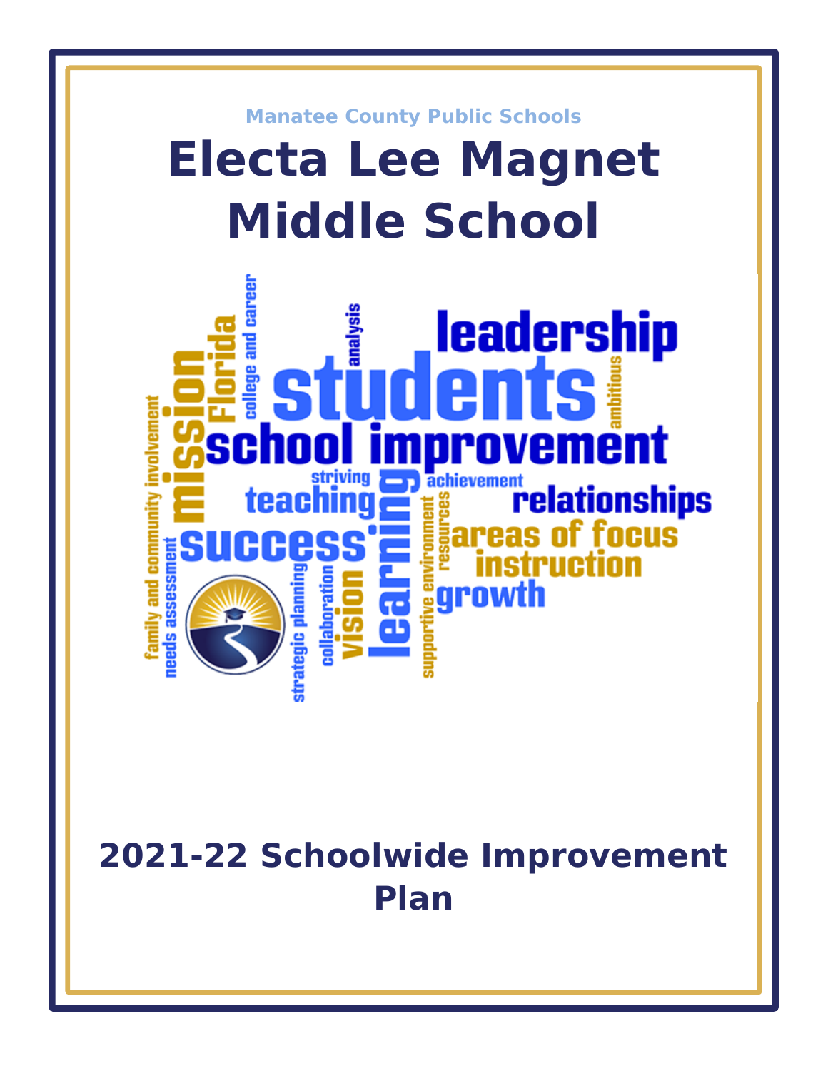Manatee County Public Schools

# Electa Lee Magnet Middle School

## 2021-22 Schoolwide Improvement Plan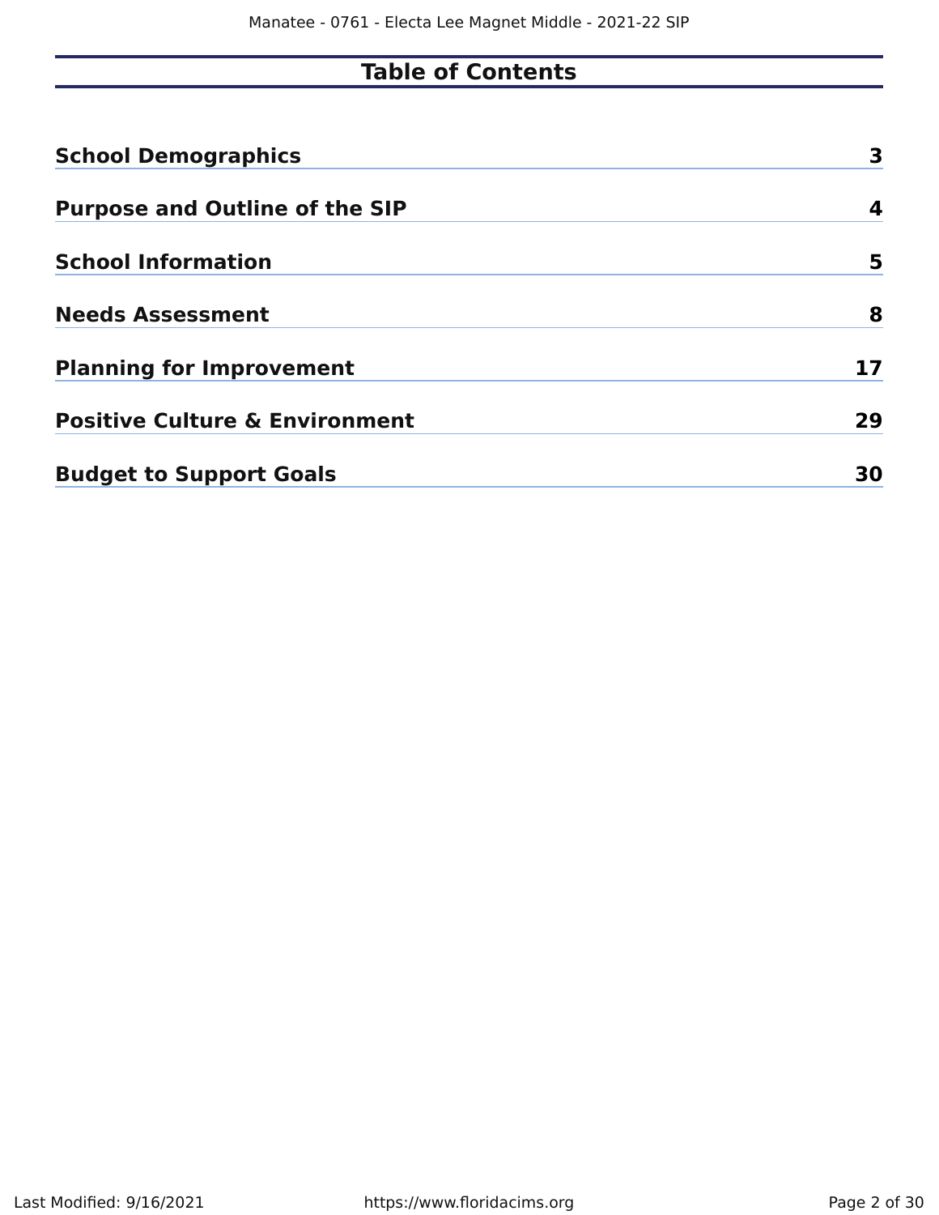# Table of Contents

| | |
|---|---|
| **School Demographics** | **3** |
| **Purpose and Outline of the SIP** | **4** |
| **School Information** | **5** |
| **Needs Assessment** | **8** |
| **Planning for Improvement** | **17** |
| **Positive Culture & Environment** | **29** |
| **Budget to Support Goals** | **30** |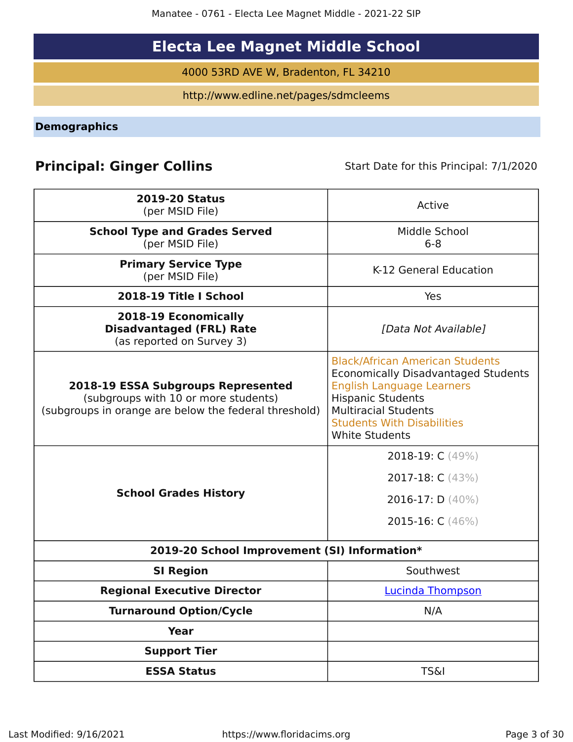# Electa Lee Magnet Middle School

4000 53RD AVE W, Bradenton, FL 34210

http://www.edline.net/pages/sdmcleems

## Demographics

**Principal: Ginger Collins** Start Date for this Principal: 7/1/2020

| | |
|---|---|
| **2019-20 Status** (per MSID File) | Active |
| **School Type and Grades Served** (per MSID File) | Middle School 6-8 |
| **Primary Service Type** (per MSID File) | K-12 General Education |
| **2018-19 Title I School** | Yes |
| **2018-19 Economically Disadvantaged (FRL) Rate** (as reported on Survey 3) | *[Data Not Available]* |
| **2018-19 ESSA Subgroups Represented** (subgroups with 10 or more students) (subgroups in orange are below the federal threshold) | Black/African American Students<br>Economically Disadvantaged Students<br>English Language Learners<br>Hispanic Students<br>Multiracial Students<br>Students With Disabilities<br>White Students |
| **School Grades History** | 2018-19: C (49%)<br>2017-18: C (43%)<br>2016-17: D (40%)<br>2015-16: C (46%) |
| **2019-20 School Improvement (SI) Information*** | |
| **SI Region** | Southwest |
| **Regional Executive Director** | Lucinda Thompson |
| **Turnaround Option/Cycle** | N/A |
| **Year** | |
| **Support Tier** | |
| **ESSA Status** | TS&I |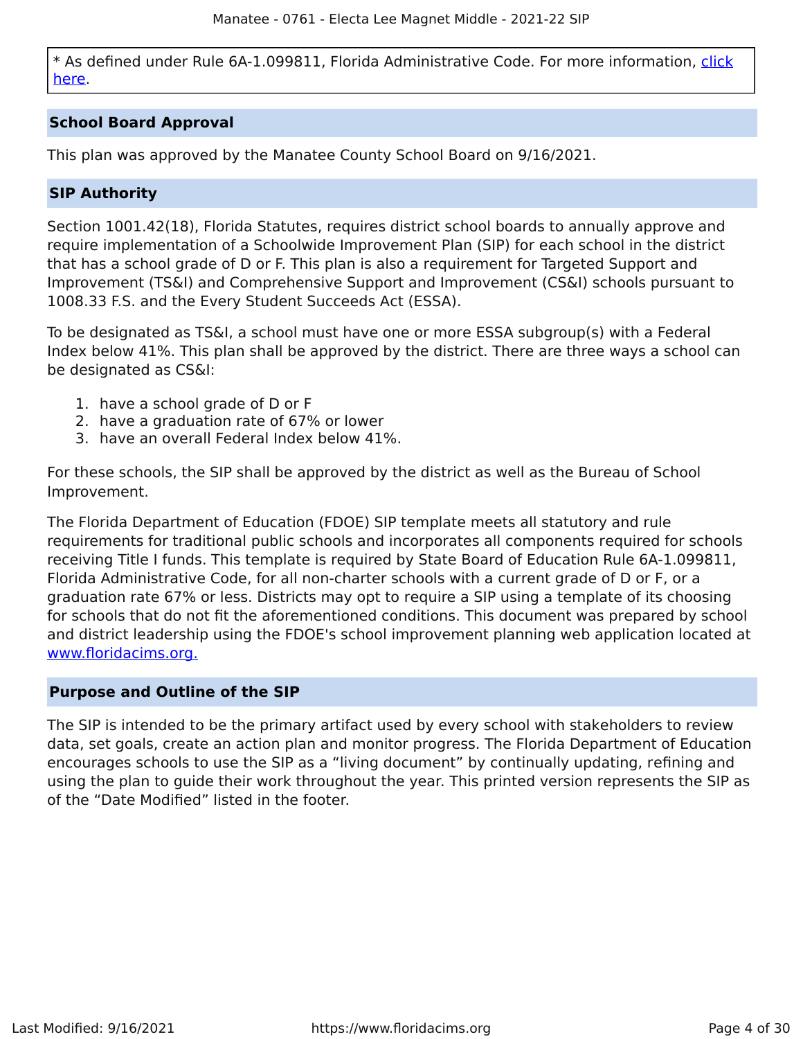\* As defined under Rule 6A-1.099811, Florida Administrative Code. For more information, click here.

## School Board Approval

This plan was approved by the Manatee County School Board on 9/16/2021.

## SIP Authority

Section 1001.42(18), Florida Statutes, requires district school boards to annually approve and require implementation of a Schoolwide Improvement Plan (SIP) for each school in the district that has a school grade of D or F. This plan is also a requirement for Targeted Support and Improvement (TS&I) and Comprehensive Support and Improvement (CS&I) schools pursuant to 1008.33 F.S. and the Every Student Succeeds Act (ESSA).

To be designated as TS&I, a school must have one or more ESSA subgroup(s) with a Federal Index below 41%. This plan shall be approved by the district. There are three ways a school can be designated as CS&I:

1. have a school grade of D or F
2. have a graduation rate of 67% or lower
3. have an overall Federal Index below 41%.

For these schools, the SIP shall be approved by the district as well as the Bureau of School Improvement.

The Florida Department of Education (FDOE) SIP template meets all statutory and rule requirements for traditional public schools and incorporates all components required for schools receiving Title I funds. This template is required by State Board of Education Rule 6A-1.099811, Florida Administrative Code, for all non-charter schools with a current grade of D or F, or a graduation rate 67% or less. Districts may opt to require a SIP using a template of its choosing for schools that do not fit the aforementioned conditions. This document was prepared by school and district leadership using the FDOE's school improvement planning web application located at www.floridacims.org.

## Purpose and Outline of the SIP

The SIP is intended to be the primary artifact used by every school with stakeholders to review data, set goals, create an action plan and monitor progress. The Florida Department of Education encourages schools to use the SIP as a “living document” by continually updating, refining and using the plan to guide their work throughout the year. This printed version represents the SIP as of the “Date Modified” listed in the footer.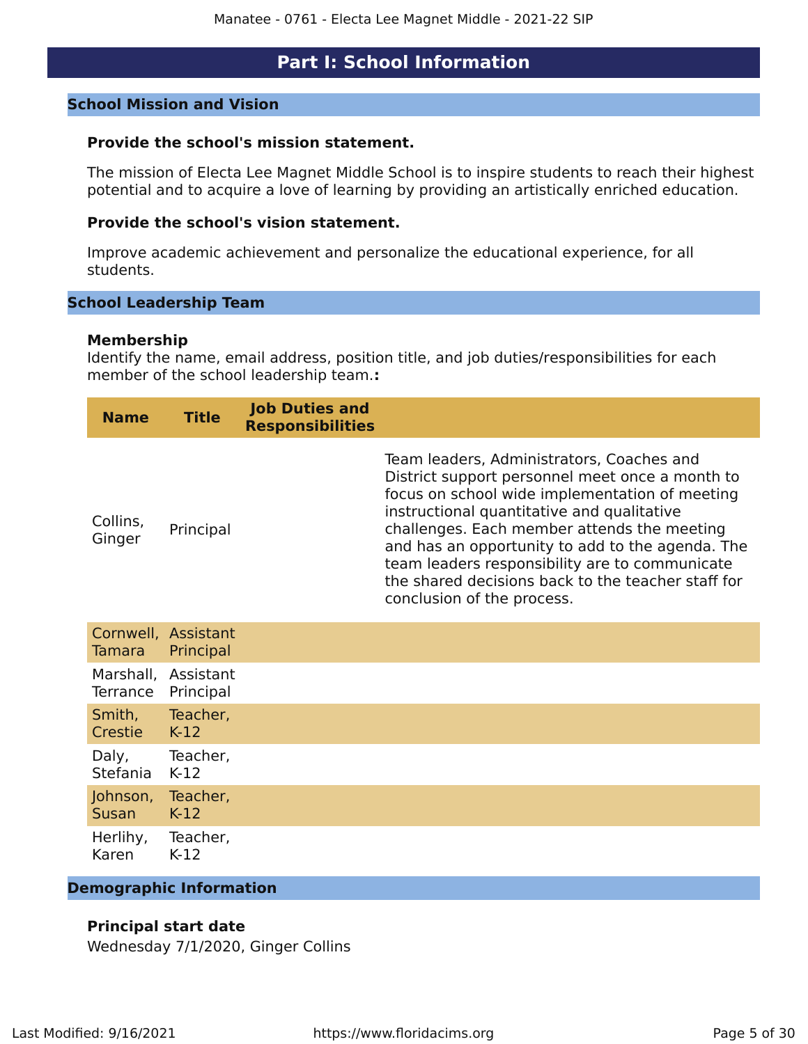# Part I: School Information

## School Mission and Vision

**Provide the school's mission statement.**

The mission of Electa Lee Magnet Middle School is to inspire students to reach their highest potential and to acquire a love of learning by providing an artistically enriched education.

**Provide the school's vision statement.**

Improve academic achievement and personalize the educational experience, for all students.

## School Leadership Team

**Membership**

Identify the name, email address, position title, and job duties/responsibilities for each member of the school leadership team.**:**

| Name | Title | Job Duties and Responsibilities | |
|---|---|---|---|
| Collins, Ginger | Principal | | Team leaders, Administrators, Coaches and District support personnel meet once a month to focus on school wide implementation of meeting instructional quantitative and qualitative challenges. Each member attends the meeting and has an opportunity to add to the agenda. The team leaders responsibility are to communicate the shared decisions back to the teacher staff for conclusion of the process. |
| Cornwell, Tamara | Assistant Principal | | |
| Marshall, Terrance | Assistant Principal | | |
| Smith, Crestie | Teacher, K-12 | | |
| Daly, Stefania | Teacher, K-12 | | |
| Johnson, Susan | Teacher, K-12 | | |
| Herlihy, Karen | Teacher, K-12 | | |

## Demographic Information

**Principal start date**

Wednesday 7/1/2020, Ginger Collins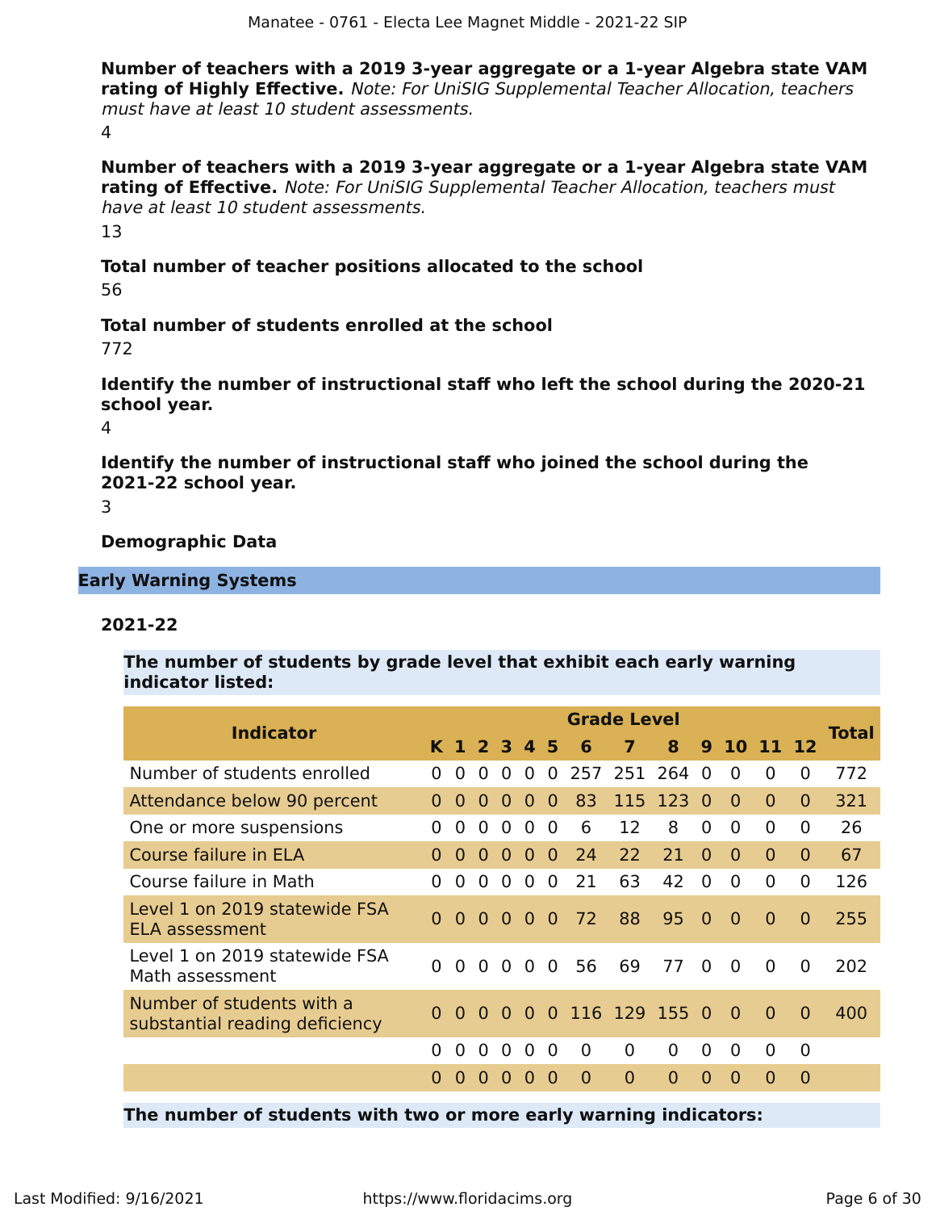**Number of teachers with a 2019 3-year aggregate or a 1-year Algebra state VAM rating of Highly Effective.** *Note: For UniSIG Supplemental Teacher Allocation, teachers must have at least 10 student assessments.*

4

**Number of teachers with a 2019 3-year aggregate or a 1-year Algebra state VAM rating of Effective.** *Note: For UniSIG Supplemental Teacher Allocation, teachers must have at least 10 student assessments.*

13

**Total number of teacher positions allocated to the school**

56

**Total number of students enrolled at the school**

772

**Identify the number of instructional staff who left the school during the 2020-21 school year.**

4

**Identify the number of instructional staff who joined the school during the 2021-22 school year.**

3

**Demographic Data**

## Early Warning Systems

### 2021-22

**The number of students by grade level that exhibit each early warning indicator listed:**

| Indicator | Grade Level | | | | | | | | | | | | | Total |
|---|---|---|---|---|---|---|---|---|---|---|---|---|---|---|
| | K | 1 | 2 | 3 | 4 | 5 | 6 | 7 | 8 | 9 | 10 | 11 | 12 | |
| Number of students enrolled | 0 | 0 | 0 | 0 | 0 | 0 | 257 | 251 | 264 | 0 | 0 | 0 | 0 | 772 |
| Attendance below 90 percent | 0 | 0 | 0 | 0 | 0 | 0 | 83 | 115 | 123 | 0 | 0 | 0 | 0 | 321 |
| One or more suspensions | 0 | 0 | 0 | 0 | 0 | 0 | 6 | 12 | 8 | 0 | 0 | 0 | 0 | 26 |
| Course failure in ELA | 0 | 0 | 0 | 0 | 0 | 0 | 24 | 22 | 21 | 0 | 0 | 0 | 0 | 67 |
| Course failure in Math | 0 | 0 | 0 | 0 | 0 | 0 | 21 | 63 | 42 | 0 | 0 | 0 | 0 | 126 |
| Level 1 on 2019 statewide FSA ELA assessment | 0 | 0 | 0 | 0 | 0 | 0 | 72 | 88 | 95 | 0 | 0 | 0 | 0 | 255 |
| Level 1 on 2019 statewide FSA Math assessment | 0 | 0 | 0 | 0 | 0 | 0 | 56 | 69 | 77 | 0 | 0 | 0 | 0 | 202 |
| Number of students with a substantial reading deficiency | 0 | 0 | 0 | 0 | 0 | 0 | 116 | 129 | 155 | 0 | 0 | 0 | 0 | 400 |
| | 0 | 0 | 0 | 0 | 0 | 0 | 0 | 0 | 0 | 0 | 0 | 0 | 0 | |
| | 0 | 0 | 0 | 0 | 0 | 0 | 0 | 0 | 0 | 0 | 0 | 0 | 0 | |

**The number of students with two or more early warning indicators:**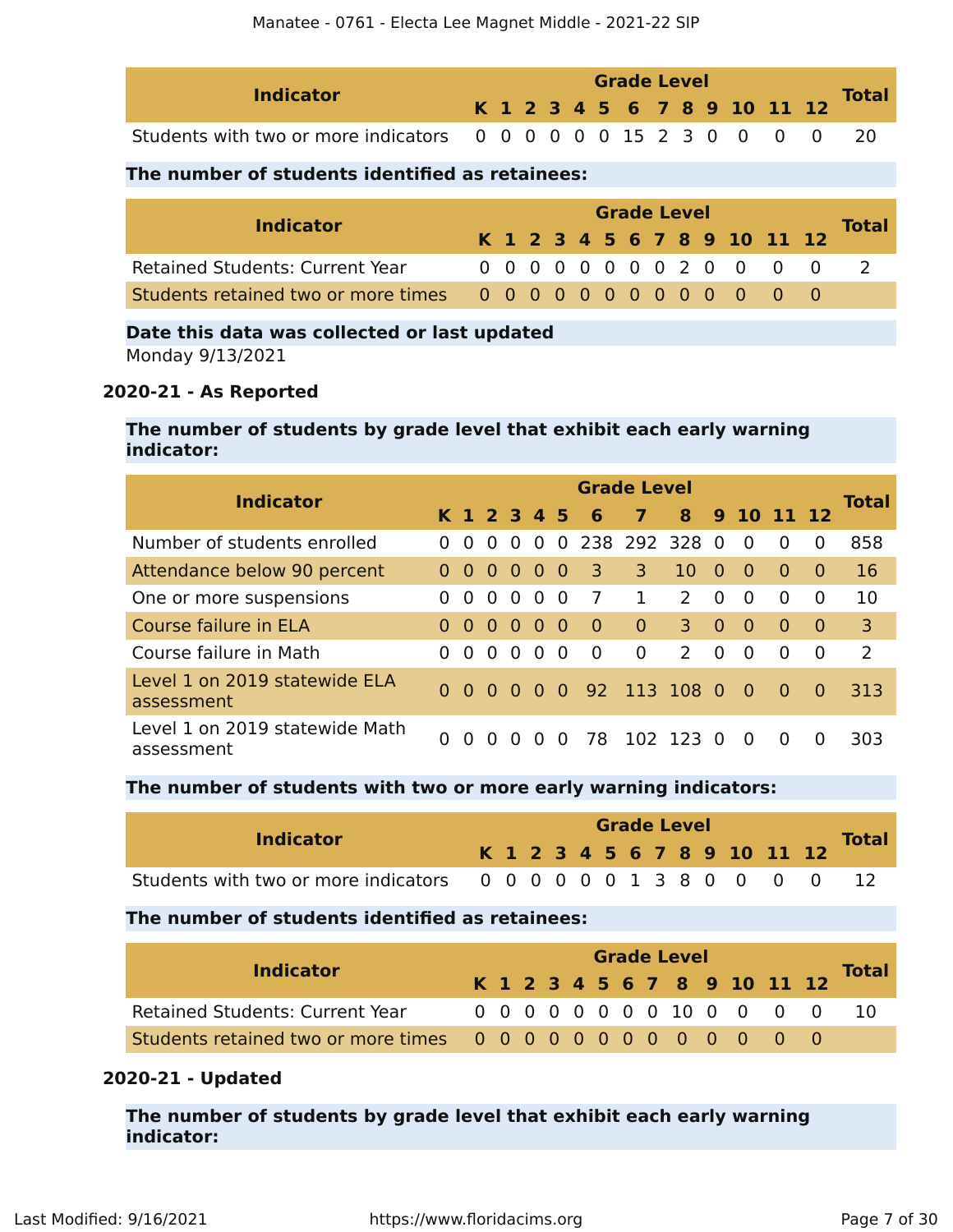| Indicator | Grade Level | | | | | | | | | | | | | Total |
|---|---|---|---|---|---|---|---|---|---|---|---|---|---|---|
| | K | 1 | 2 | 3 | 4 | 5 | 6 | 7 | 8 | 9 | 10 | 11 | 12 | |
| Students with two or more indicators | 0 | 0 | 0 | 0 | 0 | 0 | 15 | 2 | 3 | 0 | 0 | 0 | 0 | 20 |

**The number of students identified as retainees:**

| Indicator | Grade Level | | | | | | | | | | | | | Total |
|---|---|---|---|---|---|---|---|---|---|---|---|---|---|---|
| | K | 1 | 2 | 3 | 4 | 5 | 6 | 7 | 8 | 9 | 10 | 11 | 12 | |
| Retained Students: Current Year | 0 | 0 | 0 | 0 | 0 | 0 | 0 | 0 | 2 | 0 | 0 | 0 | 0 | 2 |
| Students retained two or more times | 0 | 0 | 0 | 0 | 0 | 0 | 0 | 0 | 0 | 0 | 0 | 0 | 0 | |

**Date this data was collected or last updated**

Monday 9/13/2021

### 2020-21 - As Reported

**The number of students by grade level that exhibit each early warning indicator:**

| Indicator | Grade Level | | | | | | | | | | | | | Total |
|---|---|---|---|---|---|---|---|---|---|---|---|---|---|---|
| | K | 1 | 2 | 3 | 4 | 5 | 6 | 7 | 8 | 9 | 10 | 11 | 12 | |
| Number of students enrolled | 0 | 0 | 0 | 0 | 0 | 0 | 238 | 292 | 328 | 0 | 0 | 0 | 0 | 858 |
| Attendance below 90 percent | 0 | 0 | 0 | 0 | 0 | 0 | 3 | 3 | 10 | 0 | 0 | 0 | 0 | 16 |
| One or more suspensions | 0 | 0 | 0 | 0 | 0 | 0 | 7 | 1 | 2 | 0 | 0 | 0 | 0 | 10 |
| Course failure in ELA | 0 | 0 | 0 | 0 | 0 | 0 | 0 | 0 | 3 | 0 | 0 | 0 | 0 | 3 |
| Course failure in Math | 0 | 0 | 0 | 0 | 0 | 0 | 0 | 0 | 2 | 0 | 0 | 0 | 0 | 2 |
| Level 1 on 2019 statewide ELA assessment | 0 | 0 | 0 | 0 | 0 | 0 | 92 | 113 | 108 | 0 | 0 | 0 | 0 | 313 |
| Level 1 on 2019 statewide Math assessment | 0 | 0 | 0 | 0 | 0 | 0 | 78 | 102 | 123 | 0 | 0 | 0 | 0 | 303 |

**The number of students with two or more early warning indicators:**

| Indicator | Grade Level | | | | | | | | | | | | | Total |
|---|---|---|---|---|---|---|---|---|---|---|---|---|---|---|
| | K | 1 | 2 | 3 | 4 | 5 | 6 | 7 | 8 | 9 | 10 | 11 | 12 | |
| Students with two or more indicators | 0 | 0 | 0 | 0 | 0 | 0 | 1 | 3 | 8 | 0 | 0 | 0 | 0 | 12 |

**The number of students identified as retainees:**

| Indicator | Grade Level | | | | | | | | | | | | | Total |
|---|---|---|---|---|---|---|---|---|---|---|---|---|---|---|
| | K | 1 | 2 | 3 | 4 | 5 | 6 | 7 | 8 | 9 | 10 | 11 | 12 | |
| Retained Students: Current Year | 0 | 0 | 0 | 0 | 0 | 0 | 0 | 0 | 10 | 0 | 0 | 0 | 0 | 10 |
| Students retained two or more times | 0 | 0 | 0 | 0 | 0 | 0 | 0 | 0 | 0 | 0 | 0 | 0 | 0 | |

### 2020-21 - Updated

**The number of students by grade level that exhibit each early warning indicator:**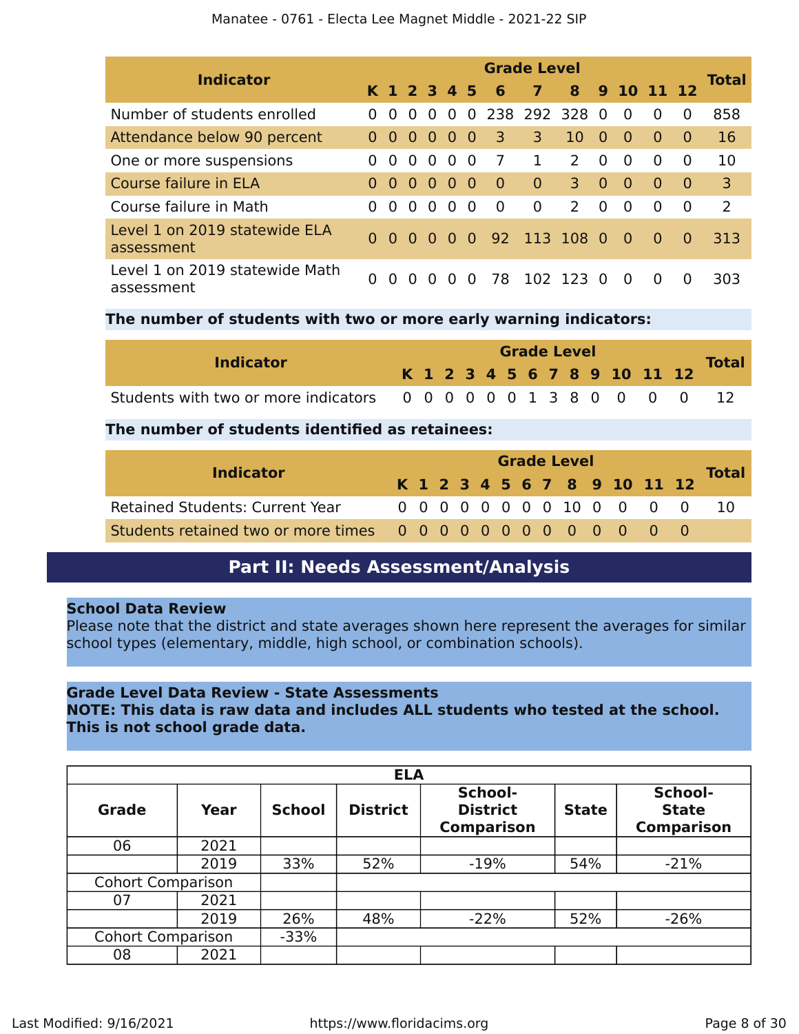| Indicator | Grade Level | | | | | | | | | | | | | Total |
|---|---|---|---|---|---|---|---|---|---|---|---|---|---|---|
| | K | 1 | 2 | 3 | 4 | 5 | 6 | 7 | 8 | 9 | 10 | 11 | 12 | |
| Number of students enrolled | 0 | 0 | 0 | 0 | 0 | 0 | 238 | 292 | 328 | 0 | 0 | 0 | 0 | 858 |
| Attendance below 90 percent | 0 | 0 | 0 | 0 | 0 | 0 | 3 | 3 | 10 | 0 | 0 | 0 | 0 | 16 |
| One or more suspensions | 0 | 0 | 0 | 0 | 0 | 0 | 7 | 1 | 2 | 0 | 0 | 0 | 0 | 10 |
| Course failure in ELA | 0 | 0 | 0 | 0 | 0 | 0 | 0 | 0 | 3 | 0 | 0 | 0 | 0 | 3 |
| Course failure in Math | 0 | 0 | 0 | 0 | 0 | 0 | 0 | 0 | 2 | 0 | 0 | 0 | 0 | 2 |
| Level 1 on 2019 statewide ELA assessment | 0 | 0 | 0 | 0 | 0 | 0 | 92 | 113 | 108 | 0 | 0 | 0 | 0 | 313 |
| Level 1 on 2019 statewide Math assessment | 0 | 0 | 0 | 0 | 0 | 0 | 78 | 102 | 123 | 0 | 0 | 0 | 0 | 303 |

**The number of students with two or more early warning indicators:**

| Indicator | Grade Level | | | | | | | | | | | | | Total |
|---|---|---|---|---|---|---|---|---|---|---|---|---|---|---|
| | K | 1 | 2 | 3 | 4 | 5 | 6 | 7 | 8 | 9 | 10 | 11 | 12 | |
| Students with two or more indicators | 0 | 0 | 0 | 0 | 0 | 0 | 1 | 3 | 8 | 0 | 0 | 0 | 0 | 12 |

**The number of students identified as retainees:**

| Indicator | Grade Level | | | | | | | | | | | | | Total |
|---|---|---|---|---|---|---|---|---|---|---|---|---|---|---|
| | K | 1 | 2 | 3 | 4 | 5 | 6 | 7 | 8 | 9 | 10 | 11 | 12 | |
| Retained Students: Current Year | 0 | 0 | 0 | 0 | 0 | 0 | 0 | 0 | 10 | 0 | 0 | 0 | 0 | 10 |
| Students retained two or more times | 0 | 0 | 0 | 0 | 0 | 0 | 0 | 0 | 0 | 0 | 0 | 0 | 0 | |

# Part II: Needs Assessment/Analysis

**School Data Review**

Please note that the district and state averages shown here represent the averages for similar school types (elementary, middle, high school, or combination schools).

**Grade Level Data Review - State Assessments**
**NOTE: This data is raw data and includes ALL students who tested at the school. This is not school grade data.**

| ELA | | | | | | |
|---|---|---|---|---|---|---|
| **Grade** | **Year** | **School** | **District** | **School-District Comparison** | **State** | **School-State Comparison** |
| 06 | 2021 | | | | | |
| | 2019 | 33% | 52% | -19% | 54% | -21% |
| Cohort Comparison | | | | | | |
| 07 | 2021 | | | | | |
| | 2019 | 26% | 48% | -22% | 52% | -26% |
| Cohort Comparison | | -33% | | | | |
| 08 | 2021 | | | | | |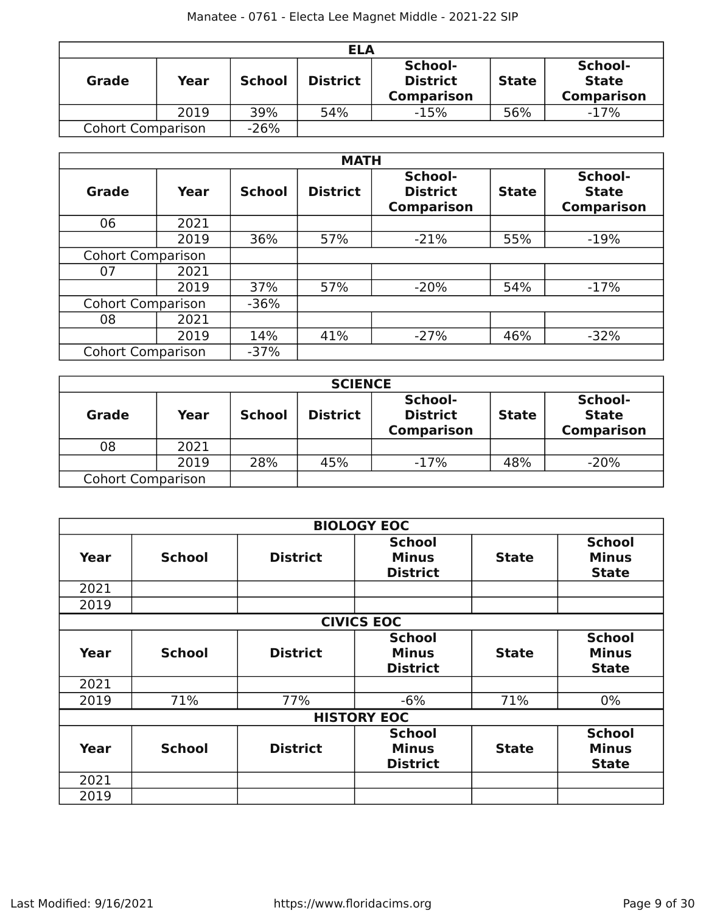| ELA | | | | | | |
|---|---|---|---|---|---|---|
| **Grade** | **Year** | **School** | **District** | **School-District Comparison** | **State** | **School-State Comparison** |
| | 2019 | 39% | 54% | -15% | 56% | -17% |
| Cohort Comparison | | -26% | | | | |

| MATH | | | | | | |
|---|---|---|---|---|---|---|
| **Grade** | **Year** | **School** | **District** | **School-District Comparison** | **State** | **School-State Comparison** |
| 06 | 2021 | | | | | |
| | 2019 | 36% | 57% | -21% | 55% | -19% |
| Cohort Comparison | | | | | | |
| 07 | 2021 | | | | | |
| | 2019 | 37% | 57% | -20% | 54% | -17% |
| Cohort Comparison | | -36% | | | | |
| 08 | 2021 | | | | | |
| | 2019 | 14% | 41% | -27% | 46% | -32% |
| Cohort Comparison | | -37% | | | | |

| SCIENCE | | | | | | |
|---|---|---|---|---|---|---|
| **Grade** | **Year** | **School** | **District** | **School-District Comparison** | **State** | **School-State Comparison** |
| 08 | 2021 | | | | | |
| | 2019 | 28% | 45% | -17% | 48% | -20% |
| Cohort Comparison | | | | | | |

| BIOLOGY EOC | | | | | |
|---|---|---|---|---|---|
| **Year** | **School** | **District** | **School Minus District** | **State** | **School Minus State** |
| 2021 | | | | | |
| 2019 | | | | | |

| CIVICS EOC | | | | | |
|---|---|---|---|---|---|
| **Year** | **School** | **District** | **School Minus District** | **State** | **School Minus State** |
| 2021 | | | | | |
| 2019 | 71% | 77% | -6% | 71% | 0% |

| HISTORY EOC | | | | | |
|---|---|---|---|---|---|
| **Year** | **School** | **District** | **School Minus District** | **State** | **School Minus State** |
| 2021 | | | | | |
| 2019 | | | | | |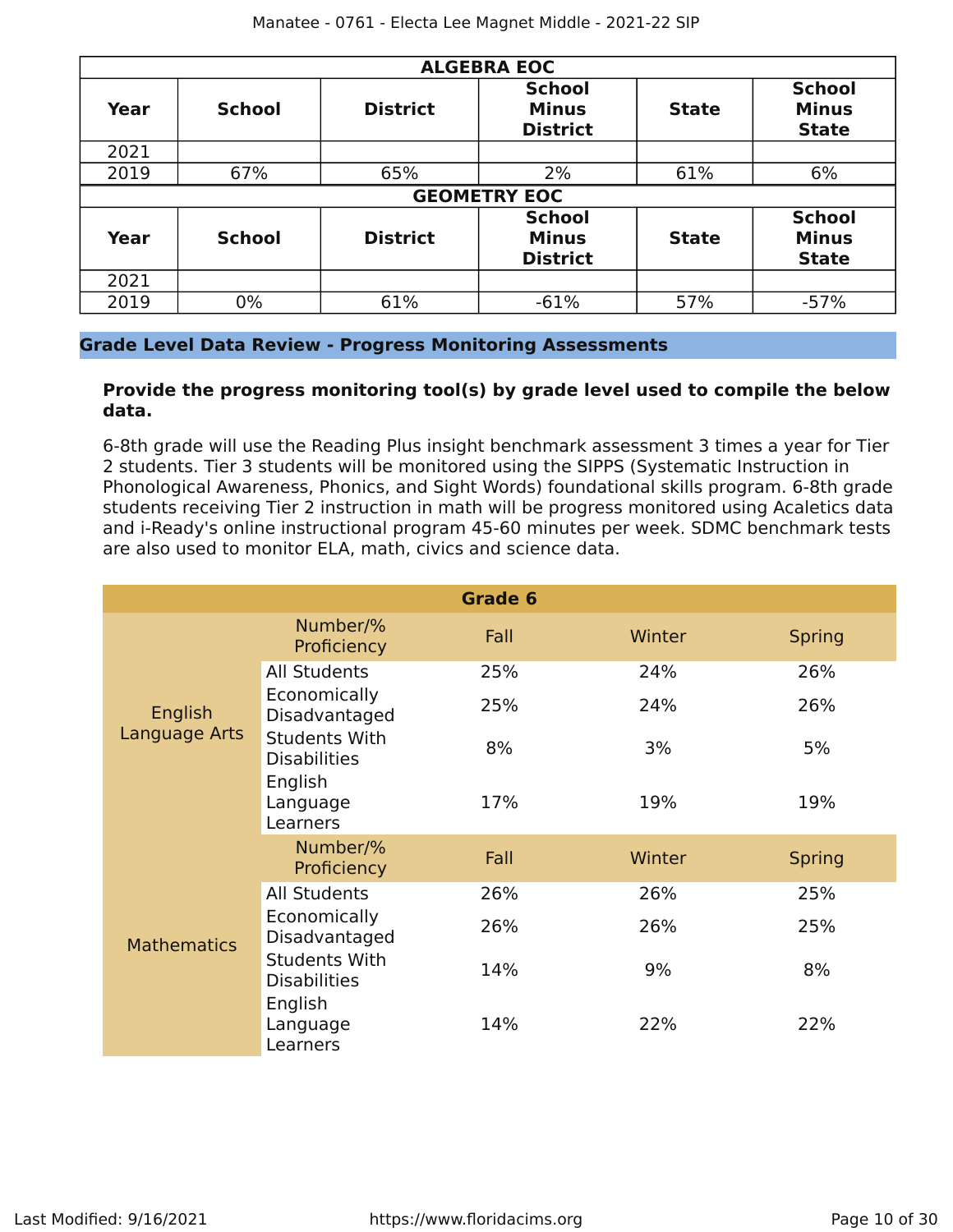| ALGEBRA EOC | | | | | |
|---|---|---|---|---|---|
| **Year** | **School** | **District** | **School Minus District** | **State** | **School Minus State** |
| 2021 | | | | | |
| 2019 | 67% | 65% | 2% | 61% | 6% |

| GEOMETRY EOC | | | | | |
|---|---|---|---|---|---|
| **Year** | **School** | **District** | **School Minus District** | **State** | **School Minus State** |
| 2021 | | | | | |
| 2019 | 0% | 61% | -61% | 57% | -57% |

## Grade Level Data Review - Progress Monitoring Assessments

**Provide the progress monitoring tool(s) by grade level used to compile the below data.**

6-8th grade will use the Reading Plus insight benchmark assessment 3 times a year for Tier 2 students. Tier 3 students will be monitored using the SIPPS (Systematic Instruction in Phonological Awareness, Phonics, and Sight Words) foundational skills program. 6-8th grade students receiving Tier 2 instruction in math will be progress monitored using Acaletics data and i-Ready's online instructional program 45-60 minutes per week. SDMC benchmark tests are also used to monitor ELA, math, civics and science data.

| Grade 6 | | | | |
|---|---|---|---|---|
| | Number/% Proficiency | Fall | Winter | Spring |
| English Language Arts | All Students | 25% | 24% | 26% |
| | Economically Disadvantaged | 25% | 24% | 26% |
| | Students With Disabilities | 8% | 3% | 5% |
| | English Language Learners | 17% | 19% | 19% |
| | Number/% Proficiency | Fall | Winter | Spring |
| Mathematics | All Students | 26% | 26% | 25% |
| | Economically Disadvantaged | 26% | 26% | 25% |
| | Students With Disabilities | 14% | 9% | 8% |
| | English Language Learners | 14% | 22% | 22% |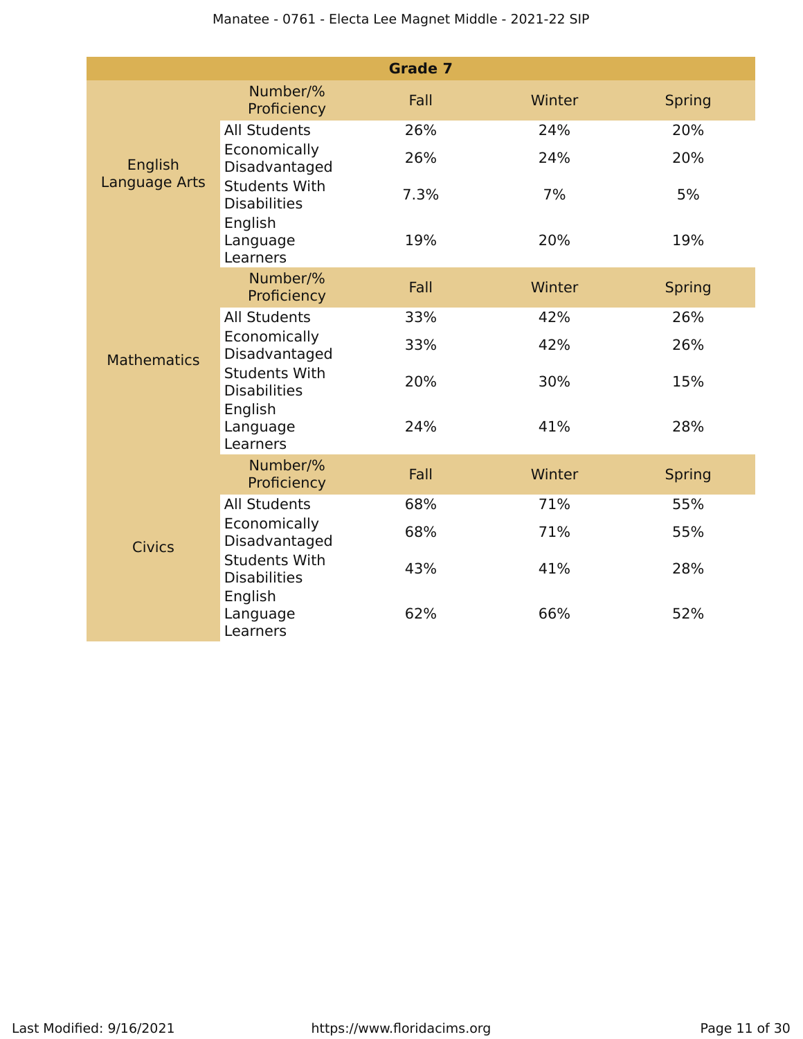| Grade 7 | | | | |
|---|---|---|---|---|
| | Number/% Proficiency | Fall | Winter | Spring |
| English Language Arts | All Students | 26% | 24% | 20% |
| | Economically Disadvantaged | 26% | 24% | 20% |
| | Students With Disabilities | 7.3% | 7% | 5% |
| | English Language Learners | 19% | 20% | 19% |
| | Number/% Proficiency | Fall | Winter | Spring |
| Mathematics | All Students | 33% | 42% | 26% |
| | Economically Disadvantaged | 33% | 42% | 26% |
| | Students With Disabilities | 20% | 30% | 15% |
| | English Language Learners | 24% | 41% | 28% |
| | Number/% Proficiency | Fall | Winter | Spring |
| Civics | All Students | 68% | 71% | 55% |
| | Economically Disadvantaged | 68% | 71% | 55% |
| | Students With Disabilities | 43% | 41% | 28% |
| | English Language Learners | 62% | 66% | 52% |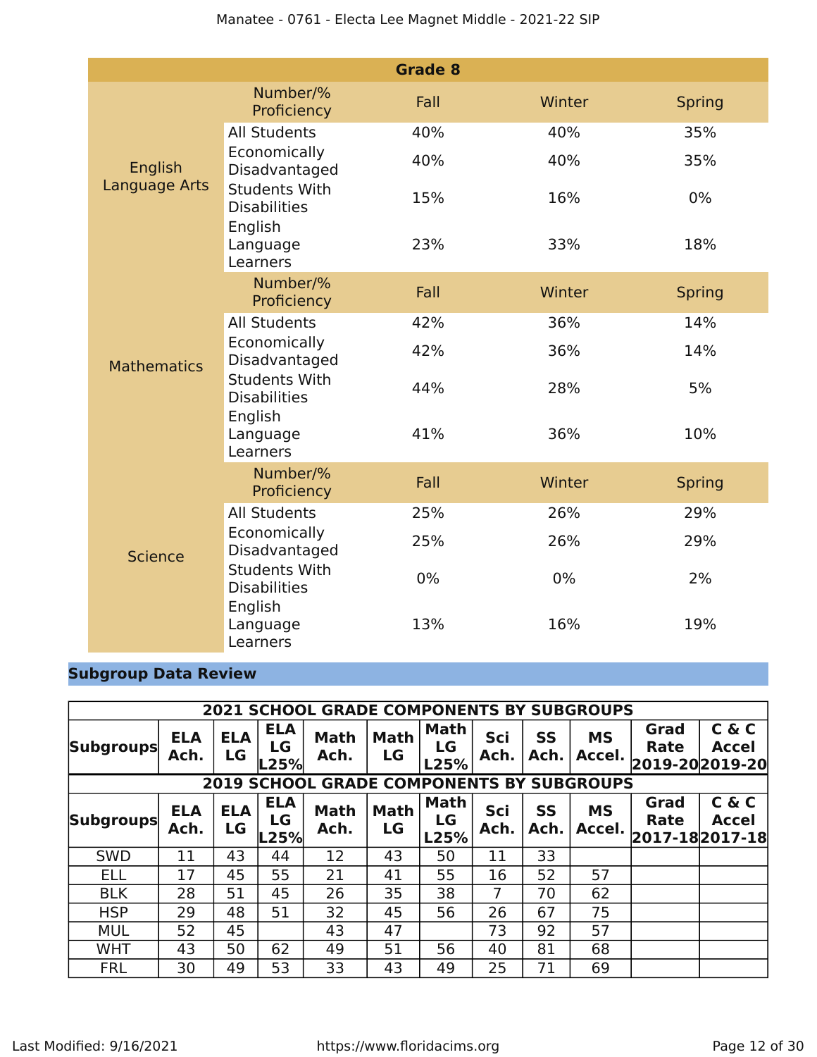| Grade 8 | | | | |
|---|---|---|---|---|
| English Language Arts | Number/% Proficiency | Fall | Winter | Spring |
| | All Students | 40% | 40% | 35% |
| | Economically Disadvantaged | 40% | 40% | 35% |
| | Students With Disabilities | 15% | 16% | 0% |
| | English Language Learners | 23% | 33% | 18% |
| Mathematics | Number/% Proficiency | Fall | Winter | Spring |
| | All Students | 42% | 36% | 14% |
| | Economically Disadvantaged | 42% | 36% | 14% |
| | Students With Disabilities | 44% | 28% | 5% |
| | English Language Learners | 41% | 36% | 10% |
| Science | Number/% Proficiency | Fall | Winter | Spring |
| | All Students | 25% | 26% | 29% |
| | Economically Disadvantaged | 25% | 26% | 29% |
| | Students With Disabilities | 0% | 0% | 2% |
| | English Language Learners | 13% | 16% | 19% |

## Subgroup Data Review

| 2021 SCHOOL GRADE COMPONENTS BY SUBGROUPS | | | | | | | | | | | |
|---|---|---|---|---|---|---|---|---|---|---|---|
| Subgroups | ELA Ach. | ELA LG | ELA LG L25% | Math Ach. | Math LG | Math LG L25% | Sci Ach. | SS Ach. | MS Accel. | Grad Rate 2019-20 | C & C Accel 2019-20 |
| **2019 SCHOOL GRADE COMPONENTS BY SUBGROUPS** | | | | | | | | | | | |
| Subgroups | ELA Ach. | ELA LG | ELA LG L25% | Math Ach. | Math LG | Math LG L25% | Sci Ach. | SS Ach. | MS Accel. | Grad Rate 2017-18 | C & C Accel 2017-18 |
| SWD | 11 | 43 | 44 | 12 | 43 | 50 | 11 | 33 | | | |
| ELL | 17 | 45 | 55 | 21 | 41 | 55 | 16 | 52 | 57 | | |
| BLK | 28 | 51 | 45 | 26 | 35 | 38 | 7 | 70 | 62 | | |
| HSP | 29 | 48 | 51 | 32 | 45 | 56 | 26 | 67 | 75 | | |
| MUL | 52 | 45 | | 43 | 47 | | 73 | 92 | 57 | | |
| WHT | 43 | 50 | 62 | 49 | 51 | 56 | 40 | 81 | 68 | | |
| FRL | 30 | 49 | 53 | 33 | 43 | 49 | 25 | 71 | 69 | | |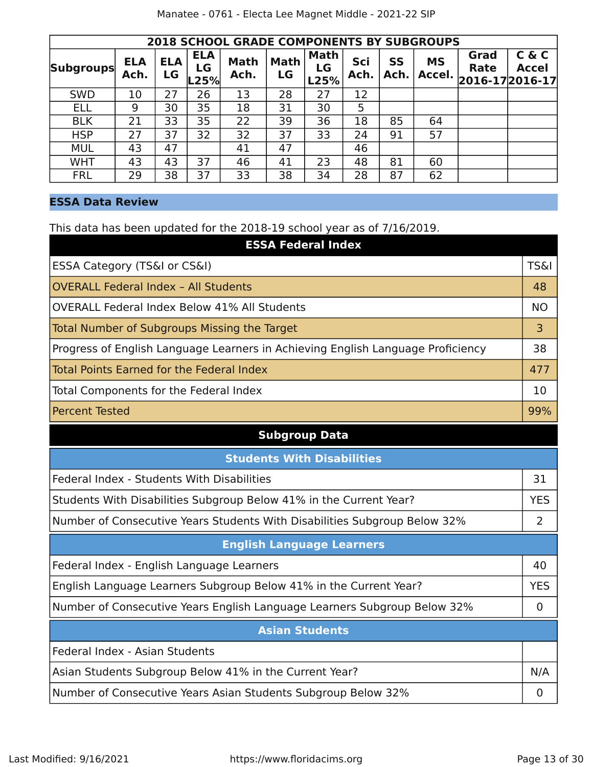| 2018 SCHOOL GRADE COMPONENTS BY SUBGROUPS | | | | | | | | | | | |
|---|---|---|---|---|---|---|---|---|---|---|---|
| Subgroups | ELA Ach. | ELA LG | ELA LG L25% | Math Ach. | Math LG | Math LG L25% | Sci Ach. | SS Ach. | MS Accel. | Grad Rate 2016-17 | C & C Accel 2016-17 |
| SWD | 10 | 27 | 26 | 13 | 28 | 27 | 12 | | | | |
| ELL | 9 | 30 | 35 | 18 | 31 | 30 | 5 | | | | |
| BLK | 21 | 33 | 35 | 22 | 39 | 36 | 18 | 85 | 64 | | |
| HSP | 27 | 37 | 32 | 32 | 37 | 33 | 24 | 91 | 57 | | |
| MUL | 43 | 47 | | 41 | 47 | | 46 | | | | |
| WHT | 43 | 43 | 37 | 46 | 41 | 23 | 48 | 81 | 60 | | |
| FRL | 29 | 38 | 37 | 33 | 38 | 34 | 28 | 87 | 62 | | |

## ESSA Data Review

This data has been updated for the 2018-19 school year as of 7/16/2019.

| ESSA Federal Index | |
|---|---|
| ESSA Category (TS&I or CS&I) | TS&I |
| OVERALL Federal Index – All Students | 48 |
| OVERALL Federal Index Below 41% All Students | NO |
| Total Number of Subgroups Missing the Target | 3 |
| Progress of English Language Learners in Achieving English Language Proficiency | 38 |
| Total Points Earned for the Federal Index | 477 |
| Total Components for the Federal Index | 10 |
| Percent Tested | 99% |

### Subgroup Data

| Students With Disabilities | |
|---|---|
| Federal Index - Students With Disabilities | 31 |
| Students With Disabilities Subgroup Below 41% in the Current Year? | YES |
| Number of Consecutive Years Students With Disabilities Subgroup Below 32% | 2 |

| English Language Learners | |
|---|---|
| Federal Index - English Language Learners | 40 |
| English Language Learners Subgroup Below 41% in the Current Year? | YES |
| Number of Consecutive Years English Language Learners Subgroup Below 32% | 0 |

| Asian Students | |
|---|---|
| Federal Index - Asian Students | |
| Asian Students Subgroup Below 41% in the Current Year? | N/A |
| Number of Consecutive Years Asian Students Subgroup Below 32% | 0 |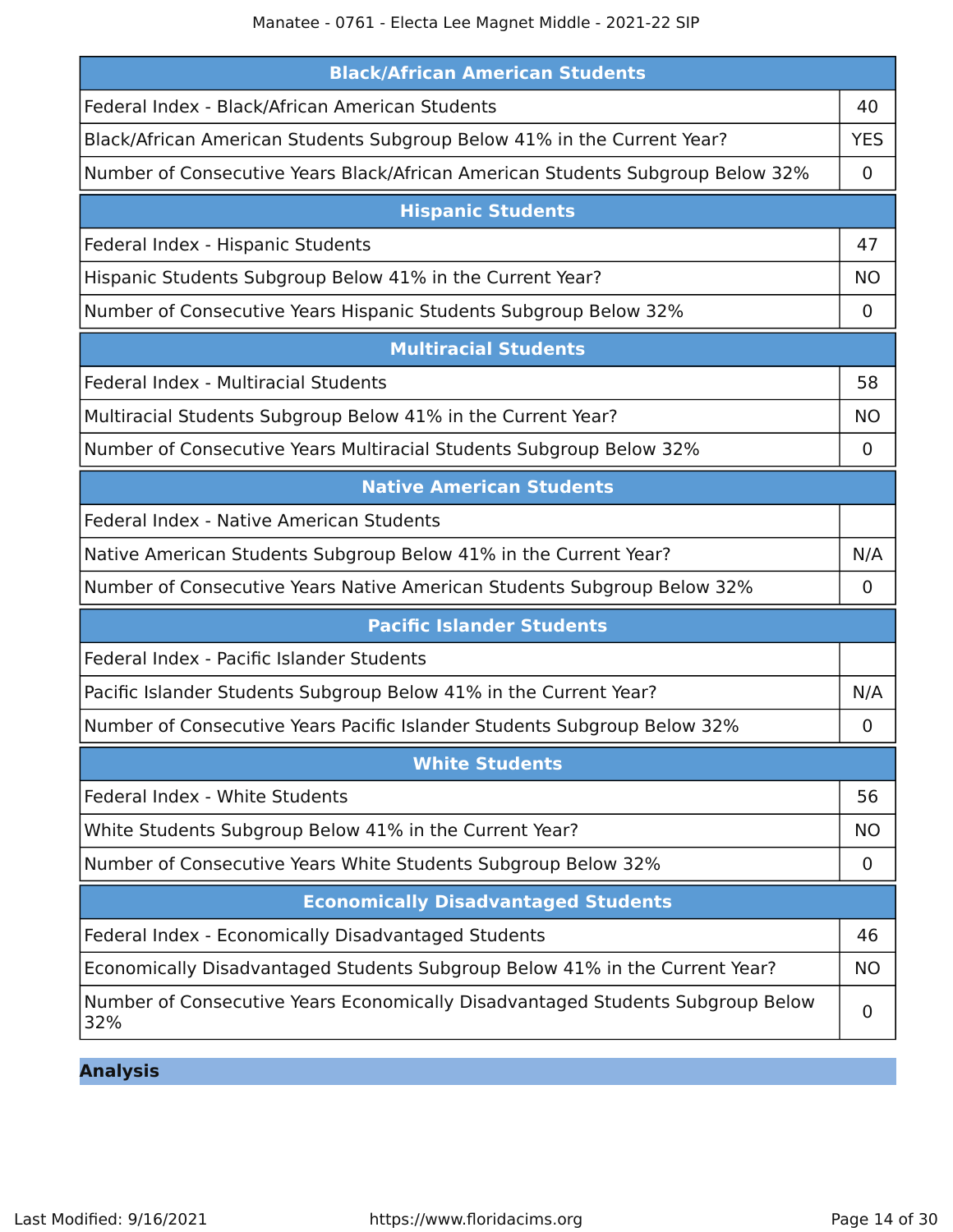| Black/African American Students | |
|---|---|
| Federal Index - Black/African American Students | 40 |
| Black/African American Students Subgroup Below 41% in the Current Year? | YES |
| Number of Consecutive Years Black/African American Students Subgroup Below 32% | 0 |

| Hispanic Students | |
|---|---|
| Federal Index - Hispanic Students | 47 |
| Hispanic Students Subgroup Below 41% in the Current Year? | NO |
| Number of Consecutive Years Hispanic Students Subgroup Below 32% | 0 |

| Multiracial Students | |
|---|---|
| Federal Index - Multiracial Students | 58 |
| Multiracial Students Subgroup Below 41% in the Current Year? | NO |
| Number of Consecutive Years Multiracial Students Subgroup Below 32% | 0 |

| Native American Students | |
|---|---|
| Federal Index - Native American Students | |
| Native American Students Subgroup Below 41% in the Current Year? | N/A |
| Number of Consecutive Years Native American Students Subgroup Below 32% | 0 |

| Pacific Islander Students | |
|---|---|
| Federal Index - Pacific Islander Students | |
| Pacific Islander Students Subgroup Below 41% in the Current Year? | N/A |
| Number of Consecutive Years Pacific Islander Students Subgroup Below 32% | 0 |

| White Students | |
|---|---|
| Federal Index - White Students | 56 |
| White Students Subgroup Below 41% in the Current Year? | NO |
| Number of Consecutive Years White Students Subgroup Below 32% | 0 |

| Economically Disadvantaged Students | |
|---|---|
| Federal Index - Economically Disadvantaged Students | 46 |
| Economically Disadvantaged Students Subgroup Below 41% in the Current Year? | NO |
| Number of Consecutive Years Economically Disadvantaged Students Subgroup Below 32% | 0 |

## Analysis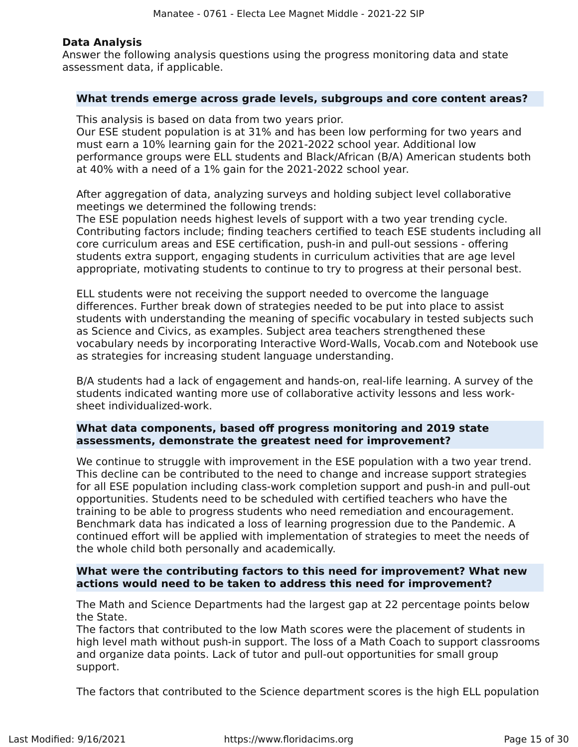## Data Analysis

Answer the following analysis questions using the progress monitoring data and state assessment data, if applicable.

### What trends emerge across grade levels, subgroups and core content areas?

This analysis is based on data from two years prior.
Our ESE student population is at 31% and has been low performing for two years and must earn a 10% learning gain for the 2021-2022 school year. Additional low performance groups were ELL students and Black/African (B/A) American students both at 40% with a need of a 1% gain for the 2021-2022 school year.

After aggregation of data, analyzing surveys and holding subject level collaborative meetings we determined the following trends:
The ESE population needs highest levels of support with a two year trending cycle. Contributing factors include; finding teachers certified to teach ESE students including all core curriculum areas and ESE certification, push-in and pull-out sessions - offering students extra support, engaging students in curriculum activities that are age level appropriate, motivating students to continue to try to progress at their personal best.

ELL students were not receiving the support needed to overcome the language differences. Further break down of strategies needed to be put into place to assist students with understanding the meaning of specific vocabulary in tested subjects such as Science and Civics, as examples. Subject area teachers strengthened these vocabulary needs by incorporating Interactive Word-Walls, Vocab.com and Notebook use as strategies for increasing student language understanding.

B/A students had a lack of engagement and hands-on, real-life learning. A survey of the students indicated wanting more use of collaborative activity lessons and less work-sheet individualized-work.

### What data components, based off progress monitoring and 2019 state assessments, demonstrate the greatest need for improvement?

We continue to struggle with improvement in the ESE population with a two year trend. This decline can be contributed to the need to change and increase support strategies for all ESE population including class-work completion support and push-in and pull-out opportunities. Students need to be scheduled with certified teachers who have the training to be able to progress students who need remediation and encouragement. Benchmark data has indicated a loss of learning progression due to the Pandemic. A continued effort will be applied with implementation of strategies to meet the needs of the whole child both personally and academically.

### What were the contributing factors to this need for improvement? What new actions would need to be taken to address this need for improvement?

The Math and Science Departments had the largest gap at 22 percentage points below the State.
The factors that contributed to the low Math scores were the placement of students in high level math without push-in support. The loss of a Math Coach to support classrooms and organize data points. Lack of tutor and pull-out opportunities for small group support.

The factors that contributed to the Science department scores is the high ELL population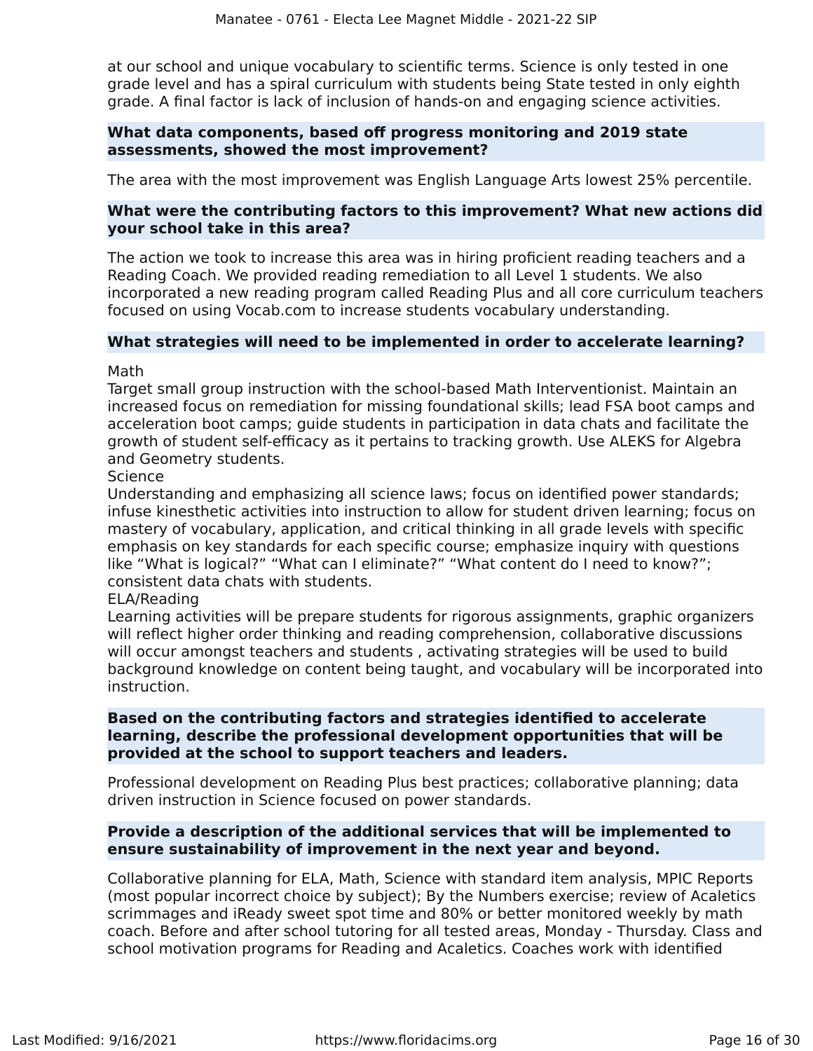at our school and unique vocabulary to scientific terms. Science is only tested in one grade level and has a spiral curriculum with students being State tested in only eighth grade. A final factor is lack of inclusion of hands-on and engaging science activities.

**What data components, based off progress monitoring and 2019 state assessments, showed the most improvement?**

The area with the most improvement was English Language Arts lowest 25% percentile.

**What were the contributing factors to this improvement? What new actions did your school take in this area?**

The action we took to increase this area was in hiring proficient reading teachers and a Reading Coach. We provided reading remediation to all Level 1 students. We also incorporated a new reading program called Reading Plus and all core curriculum teachers focused on using Vocab.com to increase students vocabulary understanding.

**What strategies will need to be implemented in order to accelerate learning?**

Math
Target small group instruction with the school-based Math Interventionist. Maintain an increased focus on remediation for missing foundational skills; lead FSA boot camps and acceleration boot camps; guide students in participation in data chats and facilitate the growth of student self-efficacy as it pertains to tracking growth. Use ALEKS for Algebra and Geometry students.
Science
Understanding and emphasizing all science laws; focus on identified power standards; infuse kinesthetic activities into instruction to allow for student driven learning; focus on mastery of vocabulary, application, and critical thinking in all grade levels with specific emphasis on key standards for each specific course; emphasize inquiry with questions like “What is logical?” “What can I eliminate?” “What content do I need to know?”; consistent data chats with students.
ELA/Reading
Learning activities will be prepare students for rigorous assignments, graphic organizers will reflect higher order thinking and reading comprehension, collaborative discussions will occur amongst teachers and students , activating strategies will be used to build background knowledge on content being taught, and vocabulary will be incorporated into instruction.

**Based on the contributing factors and strategies identified to accelerate learning, describe the professional development opportunities that will be provided at the school to support teachers and leaders.**

Professional development on Reading Plus best practices; collaborative planning; data driven instruction in Science focused on power standards.

**Provide a description of the additional services that will be implemented to ensure sustainability of improvement in the next year and beyond.**

Collaborative planning for ELA, Math, Science with standard item analysis, MPIC Reports (most popular incorrect choice by subject); By the Numbers exercise; review of Acaletics scrimmages and iReady sweet spot time and 80% or better monitored weekly by math coach. Before and after school tutoring for all tested areas, Monday - Thursday. Class and school motivation programs for Reading and Acaletics. Coaches work with identified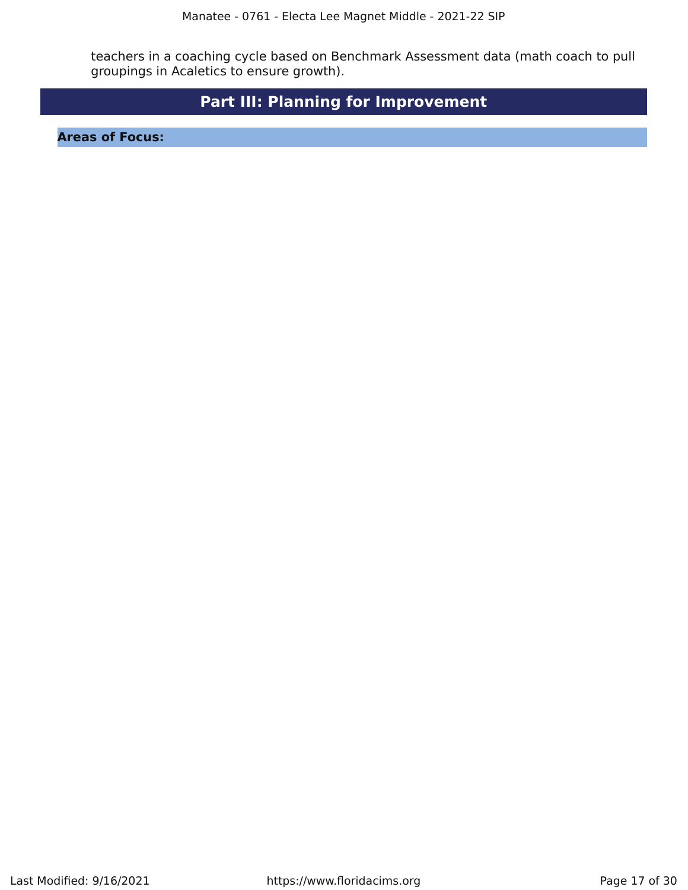teachers in a coaching cycle based on Benchmark Assessment data (math coach to pull groupings in Acaletics to ensure growth).

# Part III: Planning for Improvement

## Areas of Focus: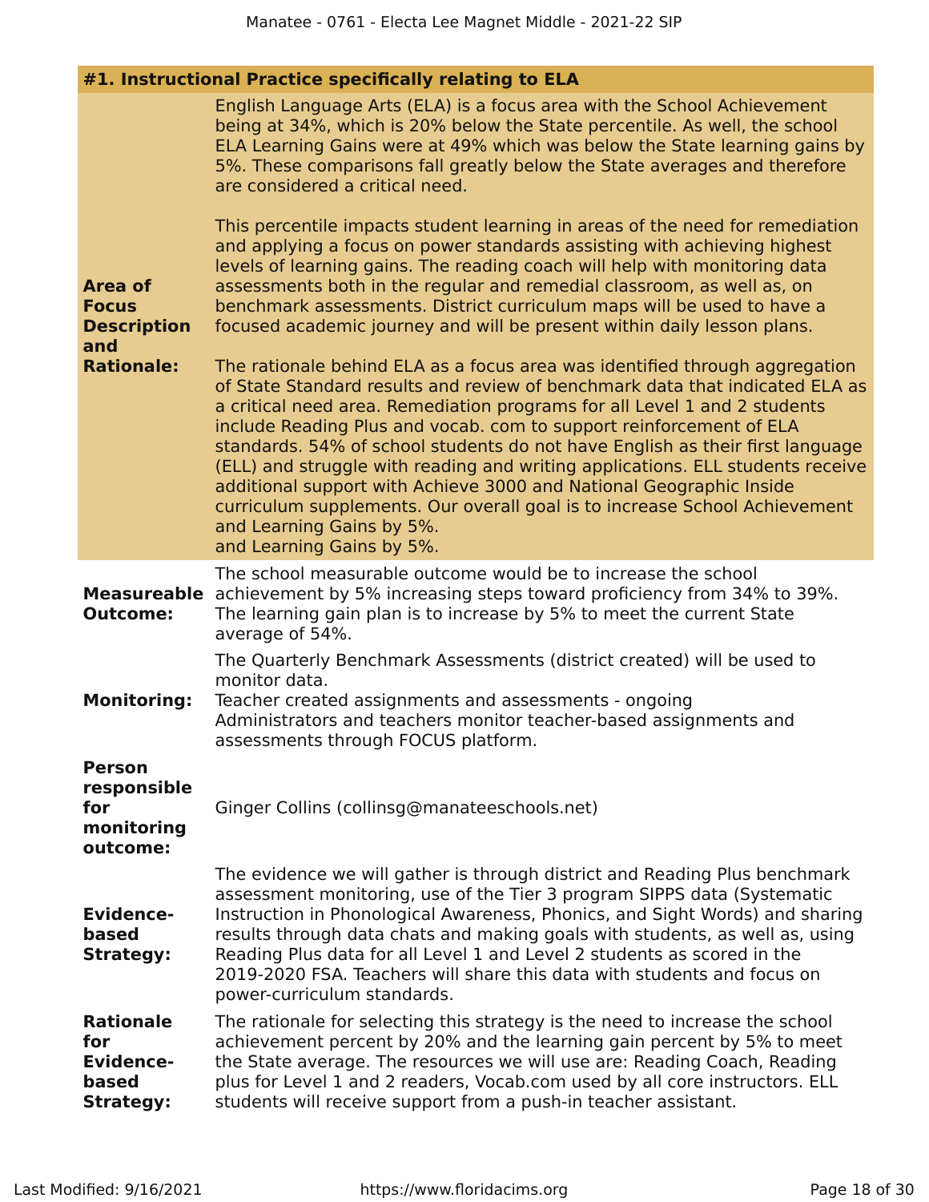## #1. Instructional Practice specifically relating to ELA

**Area of Focus Description and Rationale:**

English Language Arts (ELA) is a focus area with the School Achievement being at 34%, which is 20% below the State percentile. As well, the school ELA Learning Gains were at 49% which was below the State learning gains by 5%. These comparisons fall greatly below the State averages and therefore are considered a critical need.

This percentile impacts student learning in areas of the need for remediation and applying a focus on power standards assisting with achieving highest levels of learning gains. The reading coach will help with monitoring data assessments both in the regular and remedial classroom, as well as, on benchmark assessments. District curriculum maps will be used to have a focused academic journey and will be present within daily lesson plans.

The rationale behind ELA as a focus area was identified through aggregation of State Standard results and review of benchmark data that indicated ELA as a critical need area. Remediation programs for all Level 1 and 2 students include Reading Plus and vocab. com to support reinforcement of ELA standards. 54% of school students do not have English as their first language (ELL) and struggle with reading and writing applications. ELL students receive additional support with Achieve 3000 and National Geographic Inside curriculum supplements. Our overall goal is to increase School Achievement and Learning Gains by 5%.
and Learning Gains by 5%.

**Measureable Outcome:**

The school measurable outcome would be to increase the school achievement by 5% increasing steps toward proficiency from 34% to 39%. The learning gain plan is to increase by 5% to meet the current State average of 54%.

**Monitoring:**

The Quarterly Benchmark Assessments (district created) will be used to monitor data.
Teacher created assignments and assessments - ongoing
Administrators and teachers monitor teacher-based assignments and assessments through FOCUS platform.

**Person responsible for monitoring outcome:**

Ginger Collins (collinsg@manateeschools.net)

**Evidence-based Strategy:**

The evidence we will gather is through district and Reading Plus benchmark assessment monitoring, use of the Tier 3 program SIPPS data (Systematic Instruction in Phonological Awareness, Phonics, and Sight Words) and sharing results through data chats and making goals with students, as well as, using Reading Plus data for all Level 1 and Level 2 students as scored in the 2019-2020 FSA. Teachers will share this data with students and focus on power-curriculum standards.

**Rationale for Evidence-based Strategy:**

The rationale for selecting this strategy is the need to increase the school achievement percent by 20% and the learning gain percent by 5% to meet the State average. The resources we will use are: Reading Coach, Reading plus for Level 1 and 2 readers, Vocab.com used by all core instructors. ELL students will receive support from a push-in teacher assistant.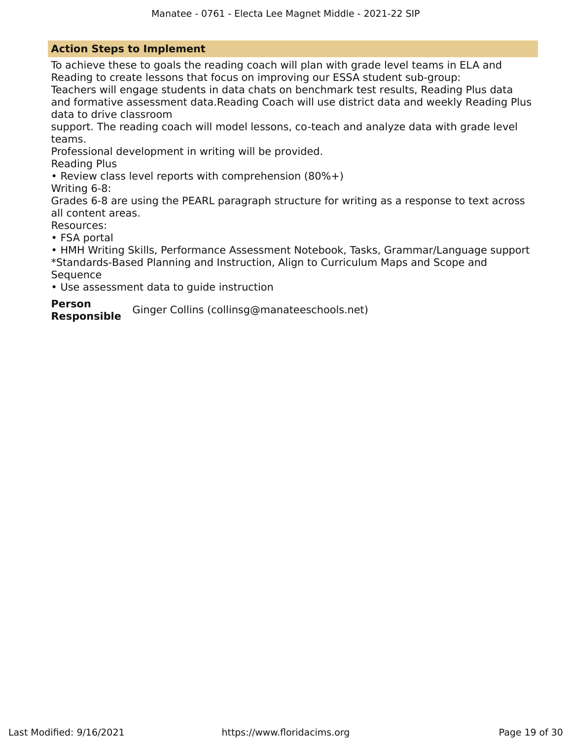### Action Steps to Implement

To achieve these to goals the reading coach will plan with grade level teams in ELA and Reading to create lessons that focus on improving our ESSA student sub-group:
Teachers will engage students in data chats on benchmark test results, Reading Plus data and formative assessment data.Reading Coach will use district data and weekly Reading Plus data to drive classroom
support. The reading coach will model lessons, co-teach and analyze data with grade level teams.
Professional development in writing will be provided.
Reading Plus
• Review class level reports with comprehension (80%+)
Writing 6-8:
Grades 6-8 are using the PEARL paragraph structure for writing as a response to text across all content areas.
Resources:
• FSA portal
• HMH Writing Skills, Performance Assessment Notebook, Tasks, Grammar/Language support
*Standards-Based Planning and Instruction, Align to Curriculum Maps and Scope and Sequence
• Use assessment data to guide instruction

**Person Responsible** Ginger Collins (collinsg@manateeschools.net)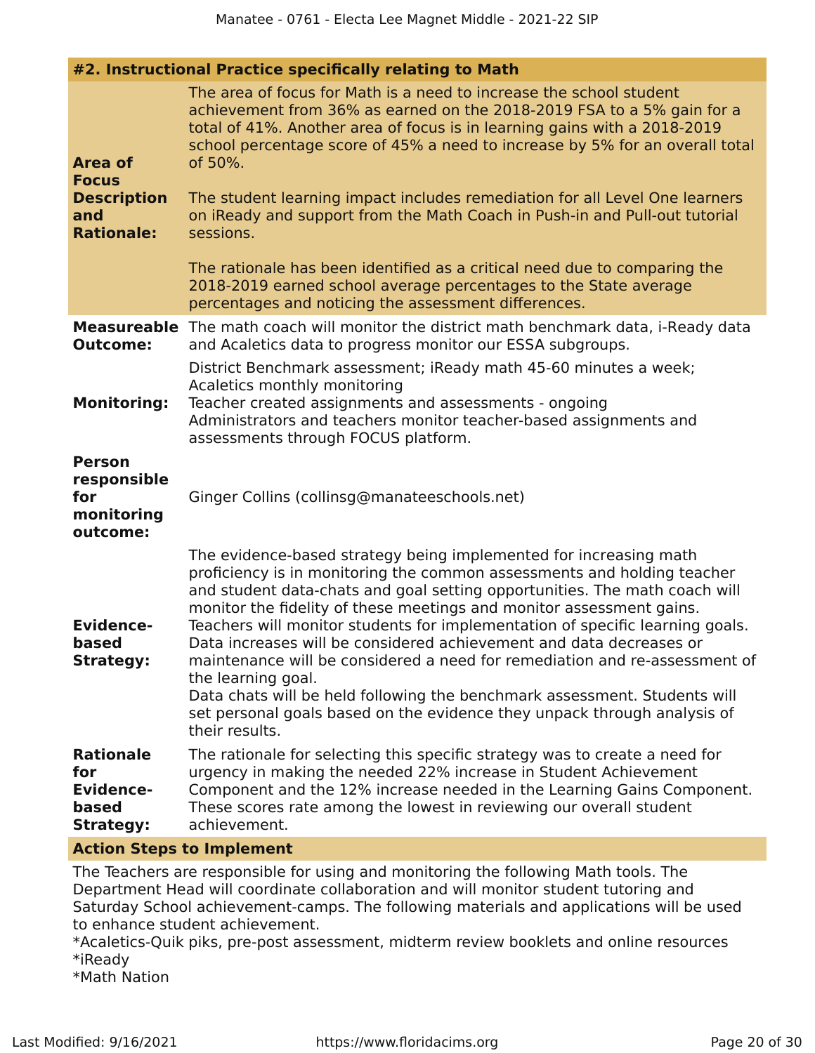### #2. Instructional Practice specifically relating to Math

**Area of Focus Description and Rationale:**

The area of focus for Math is a need to increase the school student achievement from 36% as earned on the 2018-2019 FSA to a 5% gain for a total of 41%. Another area of focus is in learning gains with a 2018-2019 school percentage score of 45% a need to increase by 5% for an overall total of 50%.

The student learning impact includes remediation for all Level One learners on iReady and support from the Math Coach in Push-in and Pull-out tutorial sessions.

The rationale has been identified as a critical need due to comparing the 2018-2019 earned school average percentages to the State average percentages and noticing the assessment differences.

**Measureable Outcome:**

The math coach will monitor the district math benchmark data, i-Ready data and Acaletics data to progress monitor our ESSA subgroups.

**Monitoring:**

District Benchmark assessment; iReady math 45-60 minutes a week; Acaletics monthly monitoring
Teacher created assignments and assessments - ongoing
Administrators and teachers monitor teacher-based assignments and assessments through FOCUS platform.

**Person responsible for monitoring outcome:**

Ginger Collins (collinsg@manateeschools.net)

**Evidence-based Strategy:**

The evidence-based strategy being implemented for increasing math proficiency is in monitoring the common assessments and holding teacher and student data-chats and goal setting opportunities. The math coach will monitor the fidelity of these meetings and monitor assessment gains.
Teachers will monitor students for implementation of specific learning goals.
Data increases will be considered achievement and data decreases or maintenance will be considered a need for remediation and re-assessment of the learning goal.
Data chats will be held following the benchmark assessment. Students will set personal goals based on the evidence they unpack through analysis of their results.

**Rationale for Evidence-based Strategy:**

The rationale for selecting this specific strategy was to create a need for urgency in making the needed 22% increase in Student Achievement Component and the 12% increase needed in the Learning Gains Component. These scores rate among the lowest in reviewing our overall student achievement.

**Action Steps to Implement**

The Teachers are responsible for using and monitoring the following Math tools. The Department Head will coordinate collaboration and will monitor student tutoring and Saturday School achievement-camps. The following materials and applications will be used to enhance student achievement.
*Acaletics-Quik piks, pre-post assessment, midterm review booklets and online resources
*iReady
*Math Nation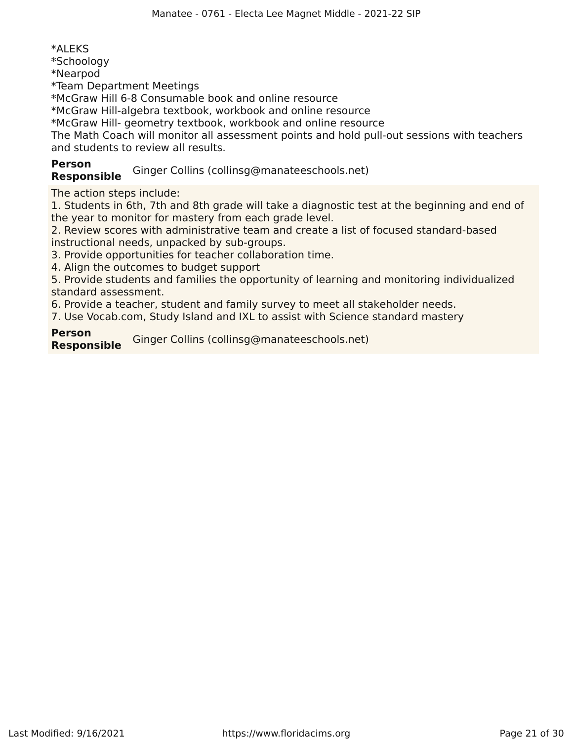*ALEKS
*Schoology
*Nearpod
*Team Department Meetings
*McGraw Hill 6-8 Consumable book and online resource
*McGraw Hill-algebra textbook, workbook and online resource
*McGraw Hill- geometry textbook, workbook and online resource
The Math Coach will monitor all assessment points and hold pull-out sessions with teachers and students to review all results.

**Person Responsible** Ginger Collins (collinsg@manateeschools.net)

The action steps include:
1. Students in 6th, 7th and 8th grade will take a diagnostic test at the beginning and end of the year to monitor for mastery from each grade level.
2. Review scores with administrative team and create a list of focused standard-based instructional needs, unpacked by sub-groups.
3. Provide opportunities for teacher collaboration time.
4. Align the outcomes to budget support
5. Provide students and families the opportunity of learning and monitoring individualized standard assessment.
6. Provide a teacher, student and family survey to meet all stakeholder needs.
7. Use Vocab.com, Study Island and IXL to assist with Science standard mastery

**Person Responsible** Ginger Collins (collinsg@manateeschools.net)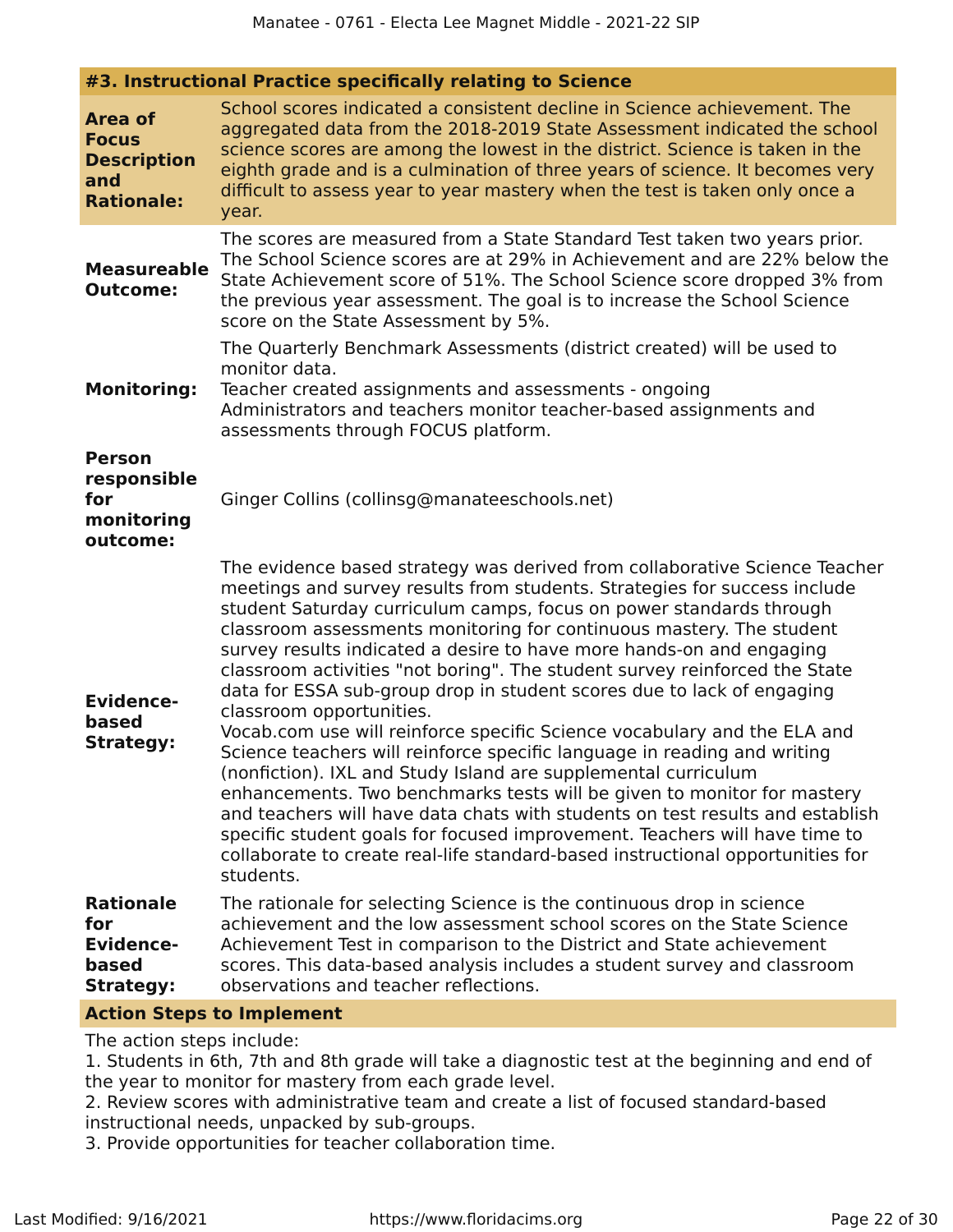### #3. Instructional Practice specifically relating to Science

**Area of Focus Description and Rationale:**

School scores indicated a consistent decline in Science achievement. The aggregated data from the 2018-2019 State Assessment indicated the school science scores are among the lowest in the district. Science is taken in the eighth grade and is a culmination of three years of science. It becomes very difficult to assess year to year mastery when the test is taken only once a year.

**Measureable Outcome:**

The scores are measured from a State Standard Test taken two years prior. The School Science scores are at 29% in Achievement and are 22% below the State Achievement score of 51%. The School Science score dropped 3% from the previous year assessment. The goal is to increase the School Science score on the State Assessment by 5%.

**Monitoring:**

The Quarterly Benchmark Assessments (district created) will be used to monitor data.
Teacher created assignments and assessments - ongoing
Administrators and teachers monitor teacher-based assignments and assessments through FOCUS platform.

**Person responsible for monitoring outcome:**

Ginger Collins (collinsg@manateeschools.net)

**Evidence-based Strategy:**

The evidence based strategy was derived from collaborative Science Teacher meetings and survey results from students. Strategies for success include student Saturday curriculum camps, focus on power standards through classroom assessments monitoring for continuous mastery. The student survey results indicated a desire to have more hands-on and engaging classroom activities "not boring". The student survey reinforced the State data for ESSA sub-group drop in student scores due to lack of engaging classroom opportunities.
Vocab.com use will reinforce specific Science vocabulary and the ELA and Science teachers will reinforce specific language in reading and writing (nonfiction). IXL and Study Island are supplemental curriculum enhancements. Two benchmarks tests will be given to monitor for mastery and teachers will have data chats with students on test results and establish specific student goals for focused improvement. Teachers will have time to collaborate to create real-life standard-based instructional opportunities for students.

**Rationale for Evidence-based Strategy:**

The rationale for selecting Science is the continuous drop in science achievement and the low assessment school scores on the State Science Achievement Test in comparison to the District and State achievement scores. This data-based analysis includes a student survey and classroom observations and teacher reflections.

**Action Steps to Implement**

The action steps include:
1. Students in 6th, 7th and 8th grade will take a diagnostic test at the beginning and end of the year to monitor for mastery from each grade level.
2. Review scores with administrative team and create a list of focused standard-based instructional needs, unpacked by sub-groups.
3. Provide opportunities for teacher collaboration time.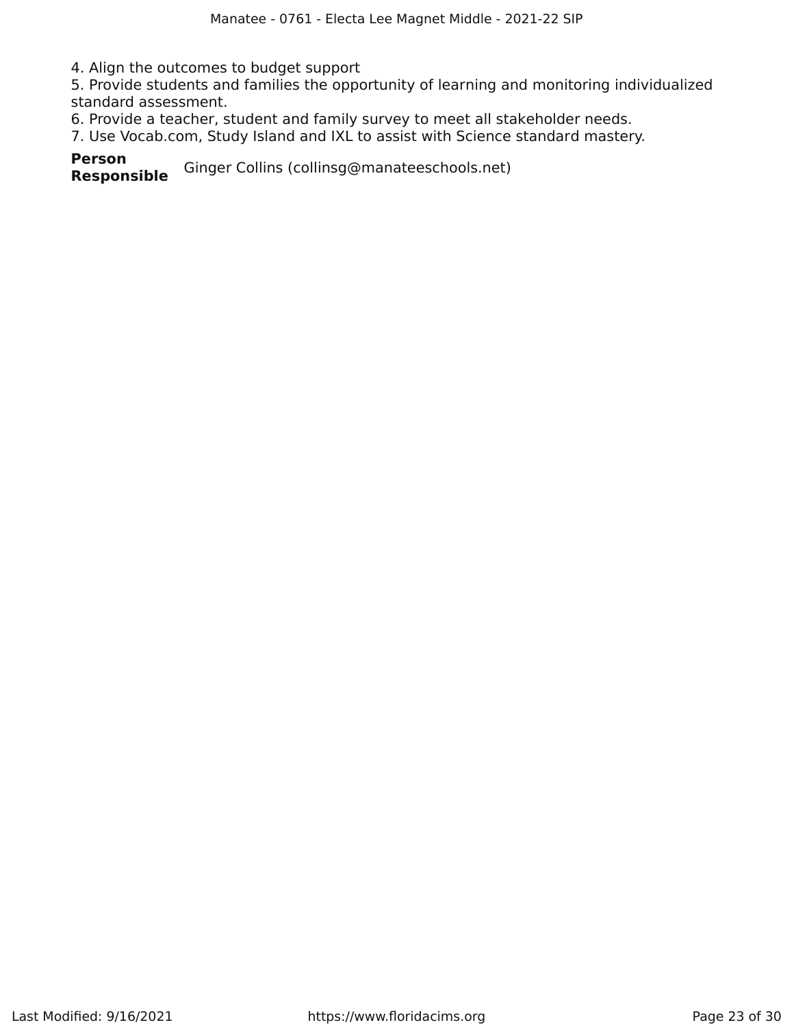4. Align the outcomes to budget support
5. Provide students and families the opportunity of learning and monitoring individualized standard assessment.
6. Provide a teacher, student and family survey to meet all stakeholder needs.
7. Use Vocab.com, Study Island and IXL to assist with Science standard mastery.

**Person Responsible** Ginger Collins (collinsg@manateeschools.net)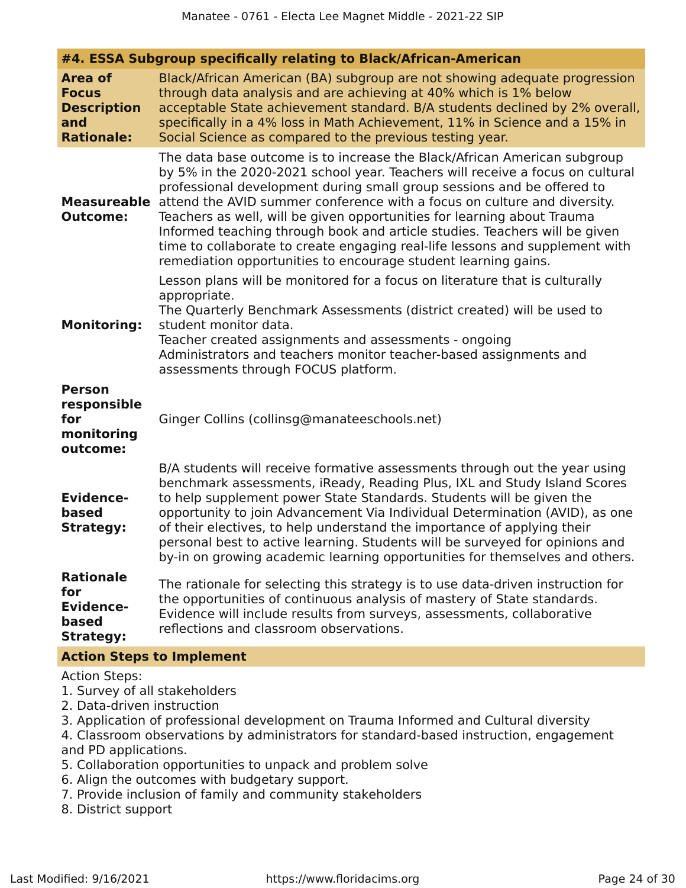#### #4. ESSA Subgroup specifically relating to Black/African-American

| | |
|---|---|
| **Area of Focus Description and Rationale:** | Black/African American (BA) subgroup are not showing adequate progression through data analysis and are achieving at 40% which is 1% below acceptable State achievement standard. B/A students declined by 2% overall, specifically in a 4% loss in Math Achievement, 11% in Science and a 15% in Social Science as compared to the previous testing year. |
| **Measureable Outcome:** | The data base outcome is to increase the Black/African American subgroup by 5% in the 2020-2021 school year. Teachers will receive a focus on cultural professional development during small group sessions and be offered to attend the AVID summer conference with a focus on culture and diversity. Teachers as well, will be given opportunities for learning about Trauma Informed teaching through book and article studies. Teachers will be given time to collaborate to create engaging real-life lessons and supplement with remediation opportunities to encourage student learning gains. |
| **Monitoring:** | Lesson plans will be monitored for a focus on literature that is culturally appropriate.<br>The Quarterly Benchmark Assessments (district created) will be used to student monitor data.<br>Teacher created assignments and assessments - ongoing<br>Administrators and teachers monitor teacher-based assignments and assessments through FOCUS platform. |
| **Person responsible for monitoring outcome:** | Ginger Collins (collinsg@manateeschools.net) |
| **Evidence-based Strategy:** | B/A students will receive formative assessments through out the year using benchmark assessments, iReady, Reading Plus, IXL and Study Island Scores to help supplement power State Standards. Students will be given the opportunity to join Advancement Via Individual Determination (AVID), as one of their electives, to help understand the importance of applying their personal best to active learning. Students will be surveyed for opinions and by-in on growing academic learning opportunities for themselves and others. |
| **Rationale for Evidence-based Strategy:** | The rationale for selecting this strategy is to use data-driven instruction for the opportunities of continuous analysis of mastery of State standards. Evidence will include results from surveys, assessments, collaborative reflections and classroom observations. |

**Action Steps to Implement**

Action Steps:

1. Survey of all stakeholders
2. Data-driven instruction
3. Application of professional development on Trauma Informed and Cultural diversity
4. Classroom observations by administrators for standard-based instruction, engagement and PD applications.
5. Collaboration opportunities to unpack and problem solve
6. Align the outcomes with budgetary support.
7. Provide inclusion of family and community stakeholders
8. District support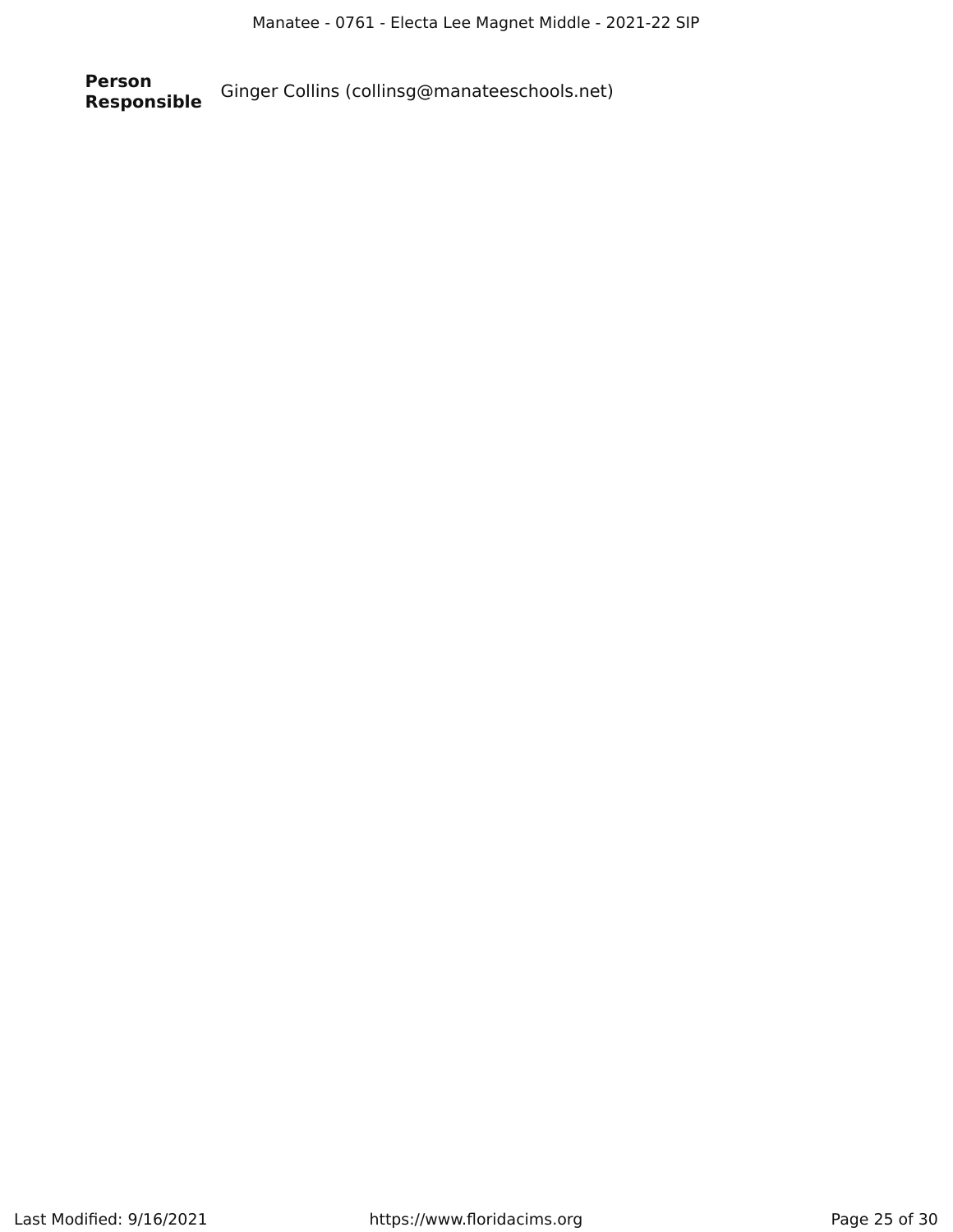**Person Responsible** Ginger Collins (collinsg@manateeschools.net)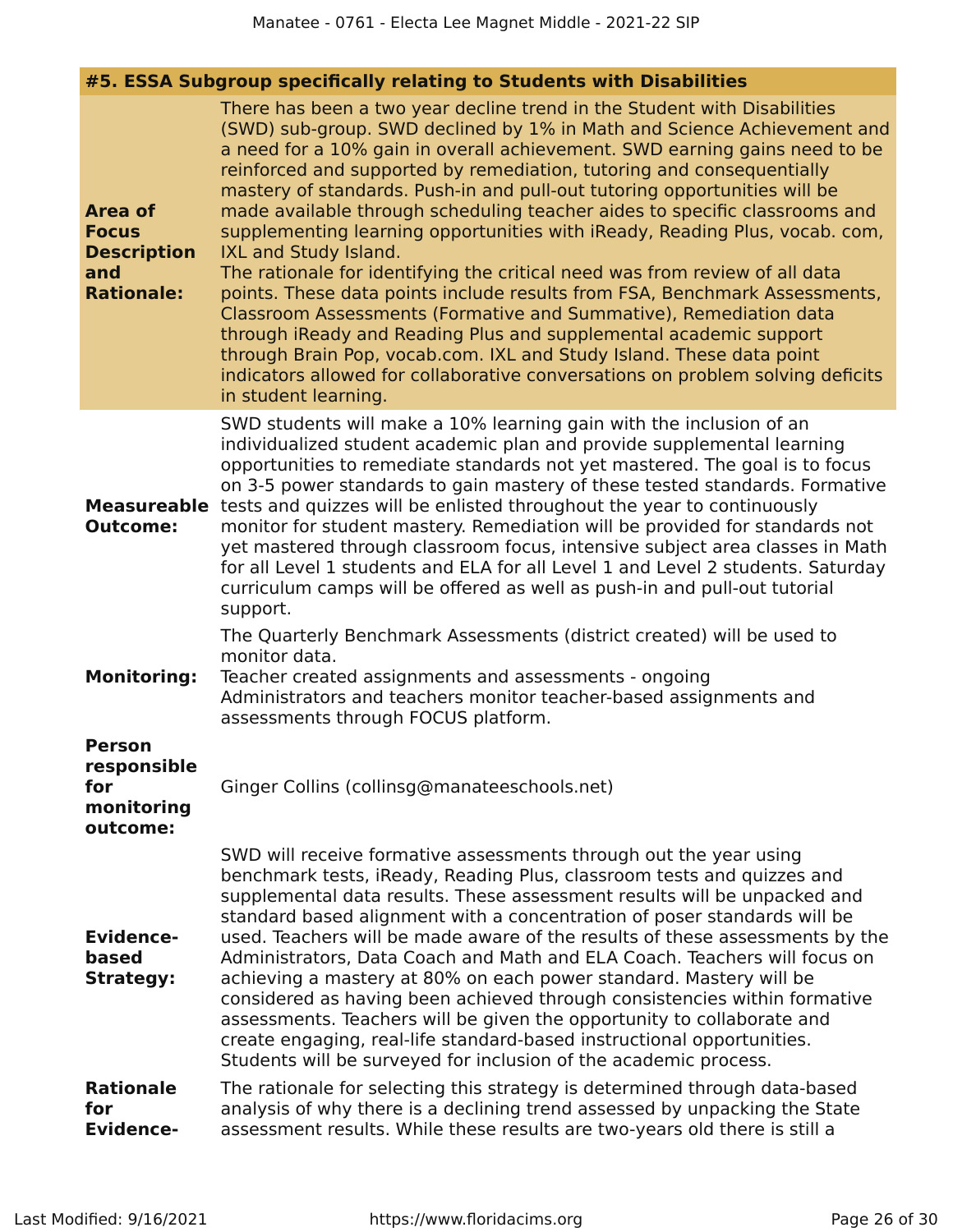| #5. ESSA Subgroup specifically relating to Students with Disabilities | |
|---|---|
| **Area of Focus Description and Rationale:** | There has been a two year decline trend in the Student with Disabilities (SWD) sub-group. SWD declined by 1% in Math and Science Achievement and a need for a 10% gain in overall achievement. SWD earning gains need to be reinforced and supported by remediation, tutoring and consequentially mastery of standards. Push-in and pull-out tutoring opportunities will be made available through scheduling teacher aides to specific classrooms and supplementing learning opportunities with iReady, Reading Plus, vocab. com, IXL and Study Island.<br>The rationale for identifying the critical need was from review of all data points. These data points include results from FSA, Benchmark Assessments, Classroom Assessments (Formative and Summative), Remediation data through iReady and Reading Plus and supplemental academic support through Brain Pop, vocab.com. IXL and Study Island. These data point indicators allowed for collaborative conversations on problem solving deficits in student learning. |
| **Measureable Outcome:** | SWD students will make a 10% learning gain with the inclusion of an individualized student academic plan and provide supplemental learning opportunities to remediate standards not yet mastered. The goal is to focus on 3-5 power standards to gain mastery of these tested standards. Formative tests and quizzes will be enlisted throughout the year to continuously monitor for student mastery. Remediation will be provided for standards not yet mastered through classroom focus, intensive subject area classes in Math for all Level 1 students and ELA for all Level 1 and Level 2 students. Saturday curriculum camps will be offered as well as push-in and pull-out tutorial support. |
| **Monitoring:** | The Quarterly Benchmark Assessments (district created) will be used to monitor data.<br>Teacher created assignments and assessments - ongoing<br>Administrators and teachers monitor teacher-based assignments and assessments through FOCUS platform. |
| **Person responsible for monitoring outcome:** | Ginger Collins (collinsg@manateeschools.net) |
| **Evidence-based Strategy:** | SWD will receive formative assessments through out the year using benchmark tests, iReady, Reading Plus, classroom tests and quizzes and supplemental data results. These assessment results will be unpacked and standard based alignment with a concentration of poser standards will be used. Teachers will be made aware of the results of these assessments by the Administrators, Data Coach and Math and ELA Coach. Teachers will focus on achieving a mastery at 80% on each power standard. Mastery will be considered as having been achieved through consistencies within formative assessments. Teachers will be given the opportunity to collaborate and create engaging, real-life standard-based instructional opportunities. Students will be surveyed for inclusion of the academic process. |
| **Rationale for Evidence-** | The rationale for selecting this strategy is determined through data-based analysis of why there is a declining trend assessed by unpacking the State assessment results. While these results are two-years old there is still a |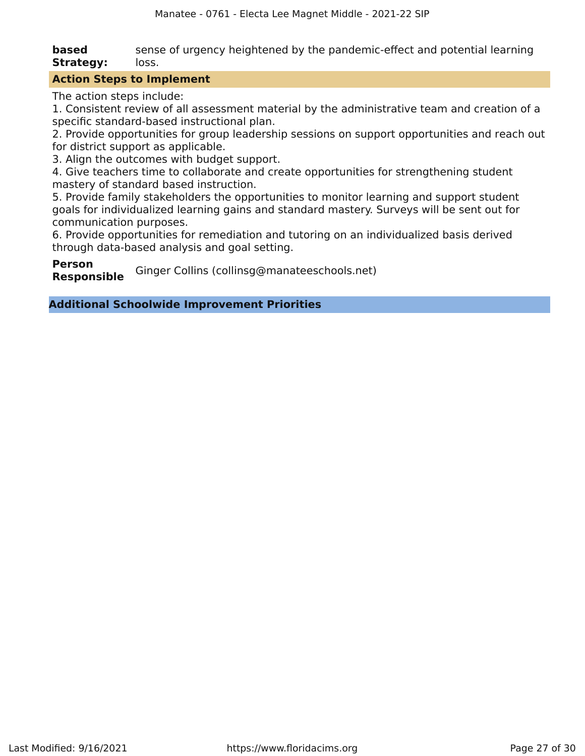| | |
|---|---|
| **based Strategy:** | sense of urgency heightened by the pandemic-effect and potential learning loss. |

**Action Steps to Implement**

The action steps include:
1. Consistent review of all assessment material by the administrative team and creation of a specific standard-based instructional plan.
2. Provide opportunities for group leadership sessions on support opportunities and reach out for district support as applicable.
3. Align the outcomes with budget support.
4. Give teachers time to collaborate and create opportunities for strengthening student mastery of standard based instruction.
5. Provide family stakeholders the opportunities to monitor learning and support student goals for individualized learning gains and standard mastery. Surveys will be sent out for communication purposes.
6. Provide opportunities for remediation and tutoring on an individualized basis derived through data-based analysis and goal setting.

| | |
|---|---|
| **Person Responsible** | Ginger Collins (collinsg@manateeschools.net) |

## Additional Schoolwide Improvement Priorities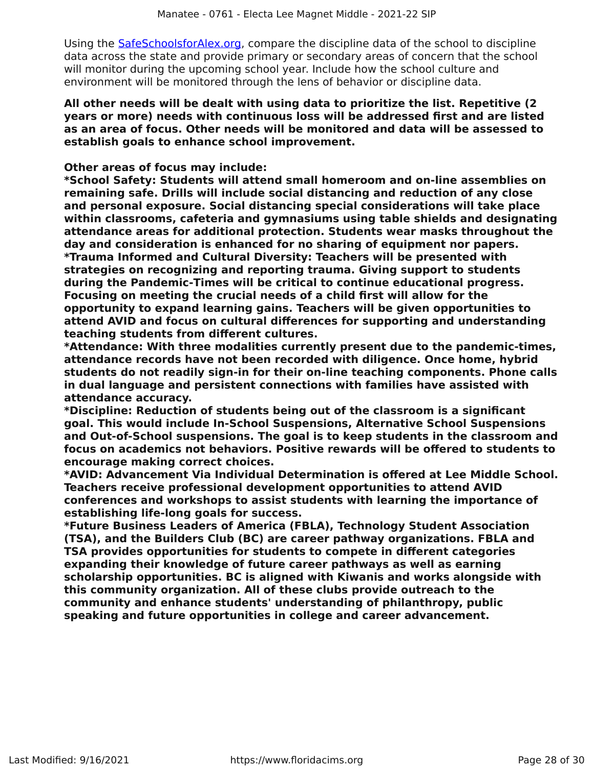Using the [SafeSchoolsforAlex.org](https://SafeSchoolsforAlex.org), compare the discipline data of the school to discipline data across the state and provide primary or secondary areas of concern that the school will monitor during the upcoming school year. Include how the school culture and environment will be monitored through the lens of behavior or discipline data.

**All other needs will be dealt with using data to prioritize the list. Repetitive (2 years or more) needs with continuous loss will be addressed first and are listed as an area of focus. Other needs will be monitored and data will be assessed to establish goals to enhance school improvement.**

**Other areas of focus may include:**
**\*School Safety: Students will attend small homeroom and on-line assemblies on remaining safe. Drills will include social distancing and reduction of any close and personal exposure. Social distancing special considerations will take place within classrooms, cafeteria and gymnasiums using table shields and designating attendance areas for additional protection. Students wear masks throughout the day and consideration is enhanced for no sharing of equipment nor papers.**
**\*Trauma Informed and Cultural Diversity: Teachers will be presented with strategies on recognizing and reporting trauma. Giving support to students during the Pandemic-Times will be critical to continue educational progress. Focusing on meeting the crucial needs of a child first will allow for the opportunity to expand learning gains. Teachers will be given opportunities to attend AVID and focus on cultural differences for supporting and understanding teaching students from different cultures.**
**\*Attendance: With three modalities currently present due to the pandemic-times, attendance records have not been recorded with diligence. Once home, hybrid students do not readily sign-in for their on-line teaching components. Phone calls in dual language and persistent connections with families have assisted with attendance accuracy.**
**\*Discipline: Reduction of students being out of the classroom is a significant goal. This would include In-School Suspensions, Alternative School Suspensions and Out-of-School suspensions. The goal is to keep students in the classroom and focus on academics not behaviors. Positive rewards will be offered to students to encourage making correct choices.**
**\*AVID: Advancement Via Individual Determination is offered at Lee Middle School. Teachers receive professional development opportunities to attend AVID conferences and workshops to assist students with learning the importance of establishing life-long goals for success.**
**\*Future Business Leaders of America (FBLA), Technology Student Association (TSA), and the Builders Club (BC) are career pathway organizations. FBLA and TSA provides opportunities for students to compete in different categories expanding their knowledge of future career pathways as well as earning scholarship opportunities. BC is aligned with Kiwanis and works alongside with this community organization. All of these clubs provide outreach to the community and enhance students' understanding of philanthropy, public speaking and future opportunities in college and career advancement.**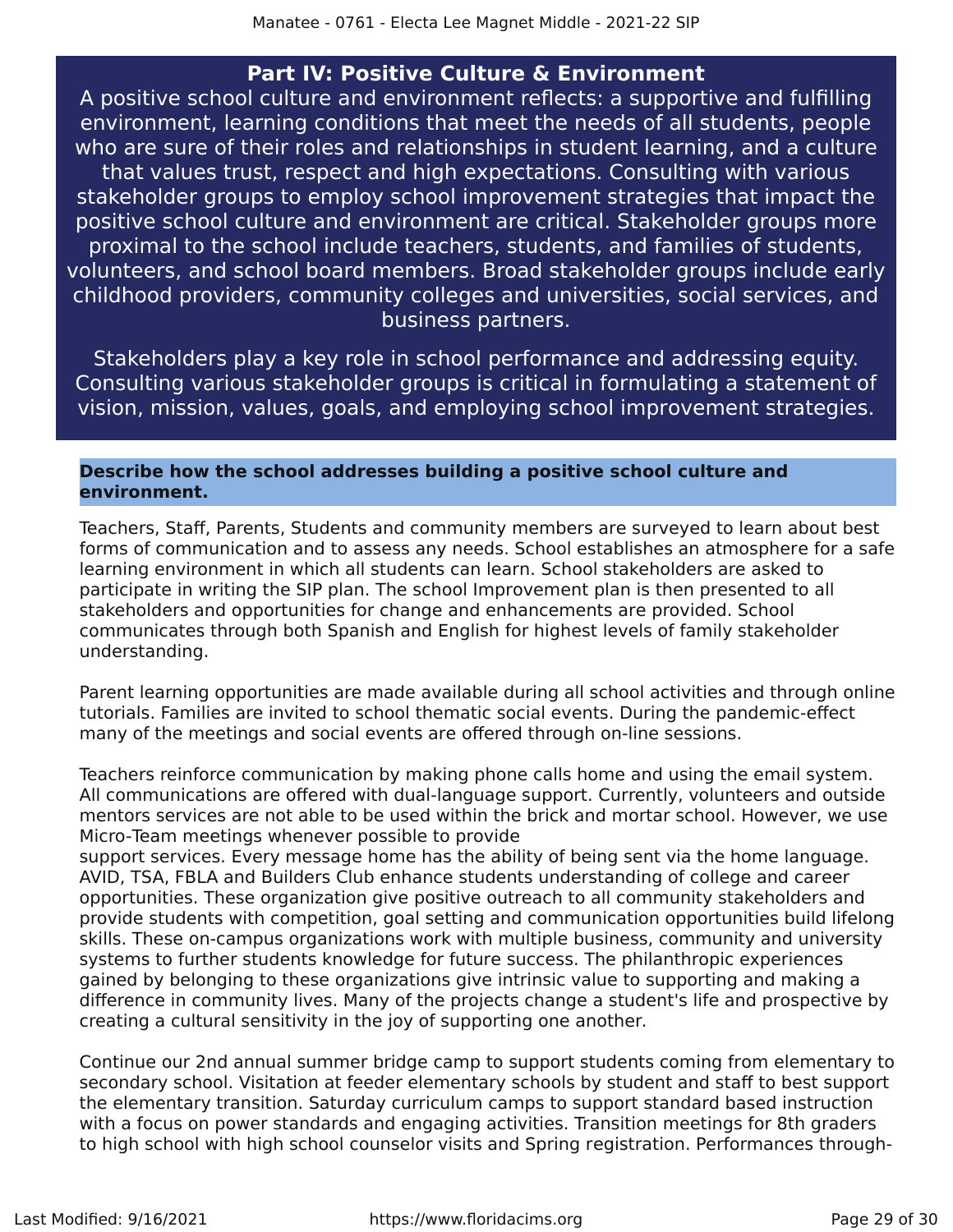## Part IV: Positive Culture & Environment

A positive school culture and environment reflects: a supportive and fulfilling environment, learning conditions that meet the needs of all students, people who are sure of their roles and relationships in student learning, and a culture that values trust, respect and high expectations. Consulting with various stakeholder groups to employ school improvement strategies that impact the positive school culture and environment are critical. Stakeholder groups more proximal to the school include teachers, students, and families of students, volunteers, and school board members. Broad stakeholder groups include early childhood providers, community colleges and universities, social services, and business partners.

Stakeholders play a key role in school performance and addressing equity. Consulting various stakeholder groups is critical in formulating a statement of vision, mission, values, goals, and employing school improvement strategies.

### Describe how the school addresses building a positive school culture and environment.

Teachers, Staff, Parents, Students and community members are surveyed to learn about best forms of communication and to assess any needs. School establishes an atmosphere for a safe learning environment in which all students can learn. School stakeholders are asked to participate in writing the SIP plan. The school Improvement plan is then presented to all stakeholders and opportunities for change and enhancements are provided. School communicates through both Spanish and English for highest levels of family stakeholder understanding.

Parent learning opportunities are made available during all school activities and through online tutorials. Families are invited to school thematic social events. During the pandemic-effect many of the meetings and social events are offered through on-line sessions.

Teachers reinforce communication by making phone calls home and using the email system. All communications are offered with dual-language support. Currently, volunteers and outside mentors services are not able to be used within the brick and mortar school. However, we use Micro-Team meetings whenever possible to provide
support services. Every message home has the ability of being sent via the home language. AVID, TSA, FBLA and Builders Club enhance students understanding of college and career opportunities. These organization give positive outreach to all community stakeholders and provide students with competition, goal setting and communication opportunities build lifelong skills. These on-campus organizations work with multiple business, community and university systems to further students knowledge for future success. The philanthropic experiences gained by belonging to these organizations give intrinsic value to supporting and making a difference in community lives. Many of the projects change a student's life and prospective by creating a cultural sensitivity in the joy of supporting one another.

Continue our 2nd annual summer bridge camp to support students coming from elementary to secondary school. Visitation at feeder elementary schools by student and staff to best support the elementary transition. Saturday curriculum camps to support standard based instruction with a focus on power standards and engaging activities. Transition meetings for 8th graders to high school with high school counselor visits and Spring registration. Performances through-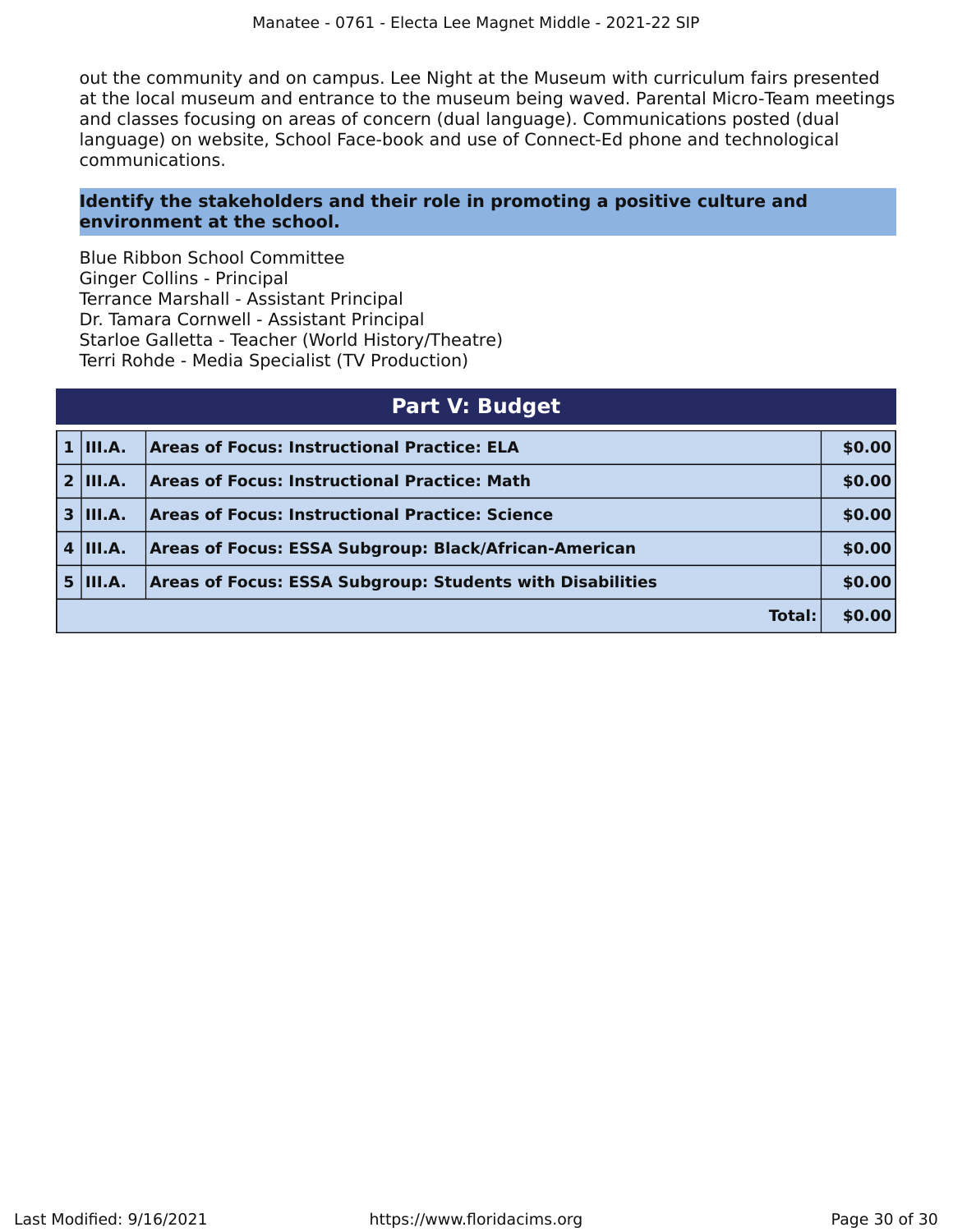out the community and on campus. Lee Night at the Museum with curriculum fairs presented at the local museum and entrance to the museum being waved. Parental Micro-Team meetings and classes focusing on areas of concern (dual language). Communications posted (dual language) on website, School Face-book and use of Connect-Ed phone and technological communications.

### Identify the stakeholders and their role in promoting a positive culture and environment at the school.

Blue Ribbon School Committee
Ginger Collins - Principal
Terrance Marshall - Assistant Principal
Dr. Tamara Cornwell - Assistant Principal
Starloe Galletta - Teacher (World History/Theatre)
Terri Rohde - Media Specialist (TV Production)

## Part V: Budget

| | | | |
|---|---|---|---|
| 1 | III.A. | Areas of Focus: Instructional Practice: ELA | $0.00 |
| 2 | III.A. | Areas of Focus: Instructional Practice: Math | $0.00 |
| 3 | III.A. | Areas of Focus: Instructional Practice: Science | $0.00 |
| 4 | III.A. | Areas of Focus: ESSA Subgroup: Black/African-American | $0.00 |
| 5 | III.A. | Areas of Focus: ESSA Subgroup: Students with Disabilities | $0.00 |
| | | **Total:** | **$0.00** |